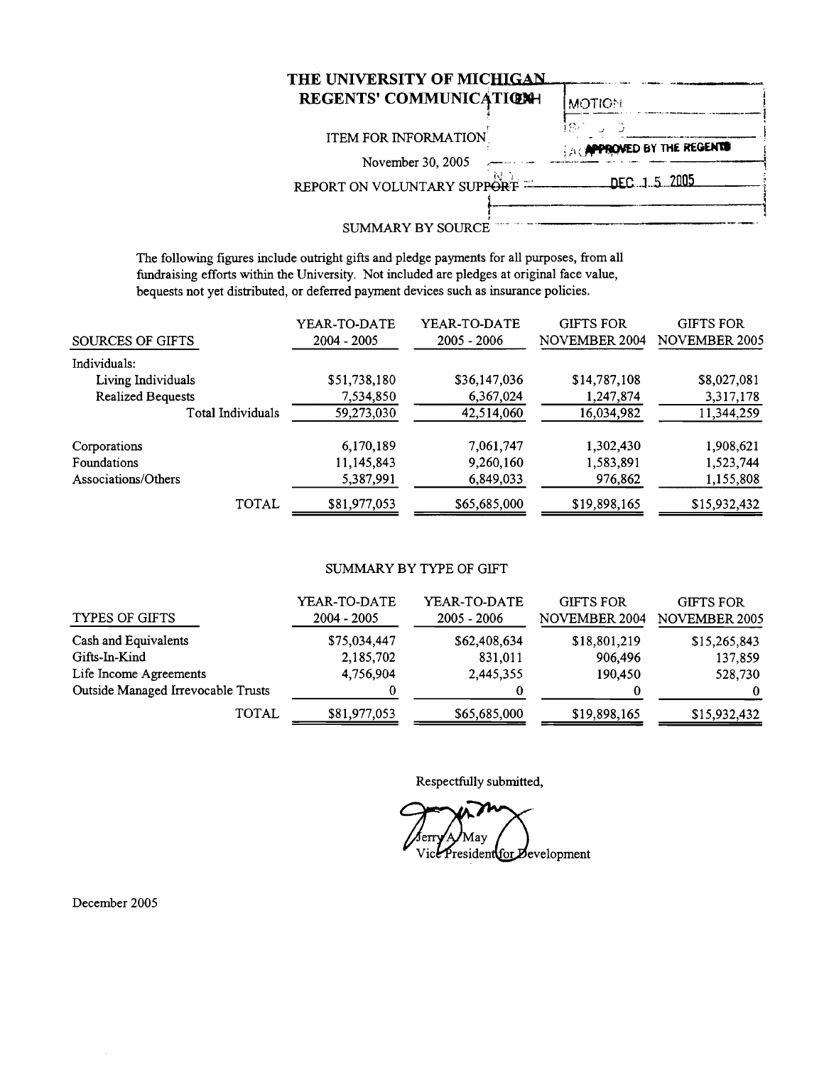# THE UNIVERSITY OF MICHIGAN
## REGENTS' COMMUNICATION

MOTION

APPROVED BY THE REGENTS

DEC 15 2005

ITEM FOR INFORMATION

November 30, 2005

REPORT ON VOLUNTARY SUPPORT

SUMMARY BY SOURCE

The following figures include outright gifts and pledge payments for all purposes, from all fundraising efforts within the University. Not included are pledges at original face value, bequests not yet distributed, or deferred payment devices such as insurance policies.

| SOURCES OF GIFTS | YEAR-TO-DATE 2004 - 2005 | YEAR-TO-DATE 2005 - 2006 | GIFTS FOR NOVEMBER 2004 | GIFTS FOR NOVEMBER 2005 |
|---|---|---|---|---|
| Individuals: | | | | |
| Living Individuals | $51,738,180 | $36,147,036 | $14,787,108 | $8,027,081 |
| Realized Bequests | 7,534,850 | 6,367,024 | 1,247,874 | 3,317,178 |
| Total Individuals | 59,273,030 | 42,514,060 | 16,034,982 | 11,344,259 |
| Corporations | 6,170,189 | 7,061,747 | 1,302,430 | 1,908,621 |
| Foundations | 11,145,843 | 9,260,160 | 1,583,891 | 1,523,744 |
| Associations/Others | 5,387,991 | 6,849,033 | 976,862 | 1,155,808 |
| TOTAL | $81,977,053 | $65,685,000 | $19,898,165 | $15,932,432 |

SUMMARY BY TYPE OF GIFT

| TYPES OF GIFTS | YEAR-TO-DATE 2004 - 2005 | YEAR-TO-DATE 2005 - 2006 | GIFTS FOR NOVEMBER 2004 | GIFTS FOR NOVEMBER 2005 |
|---|---|---|---|---|
| Cash and Equivalents | $75,034,447 | $62,408,634 | $18,801,219 | $15,265,843 |
| Gifts-In-Kind | 2,185,702 | 831,011 | 906,496 | 137,859 |
| Life Income Agreements | 4,756,904 | 2,445,355 | 190,450 | 528,730 |
| Outside Managed Irrevocable Trusts | 0 | 0 | 0 | 0 |
| TOTAL | $81,977,053 | $65,685,000 | $19,898,165 | $15,932,432 |

Respectfully submitted,

Jerry A. May
Vice President for Development

December 2005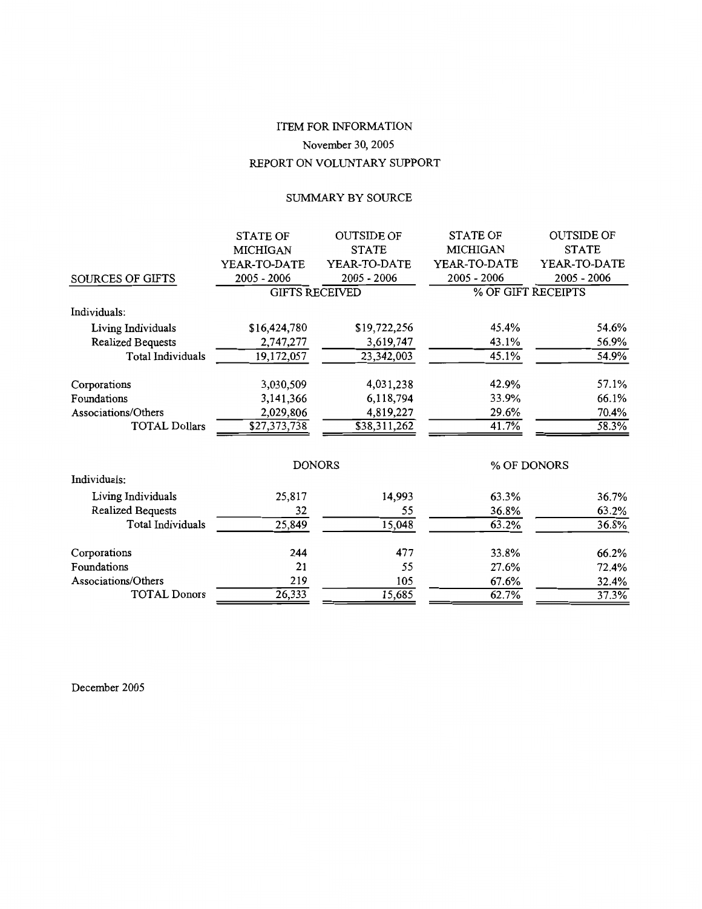ITEM FOR INFORMATION

November 30, 2005

REPORT ON VOLUNTARY SUPPORT

SUMMARY BY SOURCE

| SOURCES OF GIFTS | STATE OF MICHIGAN YEAR-TO-DATE 2005 - 2006 | OUTSIDE OF STATE YEAR-TO-DATE 2005 - 2006 | STATE OF MICHIGAN YEAR-TO-DATE 2005 - 2006 | OUTSIDE OF STATE YEAR-TO-DATE 2005 - 2006 |
|---|---|---|---|---|
| | GIFTS RECEIVED | | % OF GIFT RECEIPTS | |
| Individuals: | | | | |
| Living Individuals | $16,424,780 | $19,722,256 | 45.4% | 54.6% |
| Realized Bequests | 2,747,277 | 3,619,747 | 43.1% | 56.9% |
| Total Individuals | 19,172,057 | 23,342,003 | 45.1% | 54.9% |
| Corporations | 3,030,509 | 4,031,238 | 42.9% | 57.1% |
| Foundations | 3,141,366 | 6,118,794 | 33.9% | 66.1% |
| Associations/Others | 2,029,806 | 4,819,227 | 29.6% | 70.4% |
| TOTAL Dollars | $27,373,738 | $38,311,262 | 41.7% | 58.3% |
| | DONORS | | % OF DONORS | |
| Individuals: | | | | |
| Living Individuals | 25,817 | 14,993 | 63.3% | 36.7% |
| Realized Bequests | 32 | 55 | 36.8% | 63.2% |
| Total Individuals | 25,849 | 15,048 | 63.2% | 36.8% |
| Corporations | 244 | 477 | 33.8% | 66.2% |
| Foundations | 21 | 55 | 27.6% | 72.4% |
| Associations/Others | 219 | 105 | 67.6% | 32.4% |
| TOTAL Donors | 26,333 | 15,685 | 62.7% | 37.3% |

December 2005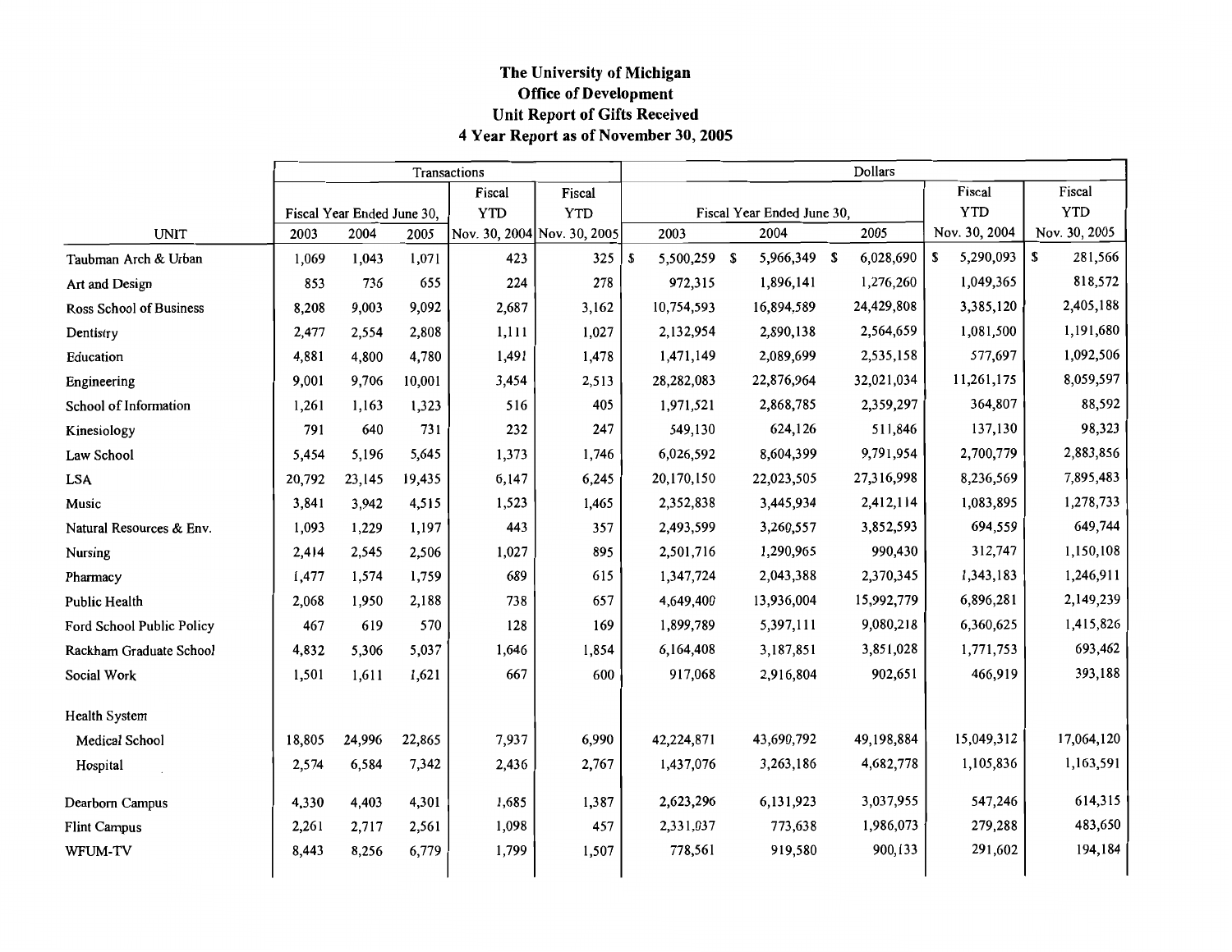**The University of Michigan**
**Office of Development**
**Unit Report of Gifts Received**
**4 Year Report as of November 30, 2005**

| | Transactions | | | | | Dollars | | | | |
|---|---|---|---|---|---|---|---|---|---|---|
| | Fiscal Year Ended June 30, | | | Fiscal YTD | Fiscal YTD | Fiscal Year Ended June 30, | | | Fiscal YTD | Fiscal YTD |
| UNIT | 2003 | 2004 | 2005 | Nov. 30, 2004 | Nov. 30, 2005 | 2003 | 2004 | 2005 | Nov. 30, 2004 | Nov. 30, 2005 |
| Taubman Arch & Urban | 1,069 | 1,043 | 1,071 | 423 | 325 | $ 5,500,259 | $ 5,966,349 | $ 6,028,690 | $ 5,290,093 | $ 281,566 |
| Art and Design | 853 | 736 | 655 | 224 | 278 | 972,315 | 1,896,141 | 1,276,260 | 1,049,365 | 818,572 |
| Ross School of Business | 8,208 | 9,003 | 9,092 | 2,687 | 3,162 | 10,754,593 | 16,894,589 | 24,429,808 | 3,385,120 | 2,405,188 |
| Dentistry | 2,477 | 2,554 | 2,808 | 1,111 | 1,027 | 2,132,954 | 2,890,138 | 2,564,659 | 1,081,500 | 1,191,680 |
| Education | 4,881 | 4,800 | 4,780 | 1,491 | 1,478 | 1,471,149 | 2,089,699 | 2,535,158 | 577,697 | 1,092,506 |
| Engineering | 9,001 | 9,706 | 10,001 | 3,454 | 2,513 | 28,282,083 | 22,876,964 | 32,021,034 | 11,261,175 | 8,059,597 |
| School of Information | 1,261 | 1,163 | 1,323 | 516 | 405 | 1,971,521 | 2,868,785 | 2,359,297 | 364,807 | 88,592 |
| Kinesiology | 791 | 640 | 731 | 232 | 247 | 549,130 | 624,126 | 511,846 | 137,130 | 98,323 |
| Law School | 5,454 | 5,196 | 5,645 | 1,373 | 1,746 | 6,026,592 | 8,604,399 | 9,791,954 | 2,700,779 | 2,883,856 |
| LSA | 20,792 | 23,145 | 19,435 | 6,147 | 6,245 | 20,170,150 | 22,023,505 | 27,316,998 | 8,236,569 | 7,895,483 |
| Music | 3,841 | 3,942 | 4,515 | 1,523 | 1,465 | 2,352,838 | 3,445,934 | 2,412,114 | 1,083,895 | 1,278,733 |
| Natural Resources & Env. | 1,093 | 1,229 | 1,197 | 443 | 357 | 2,493,599 | 3,260,557 | 3,852,593 | 694,559 | 649,744 |
| Nursing | 2,414 | 2,545 | 2,506 | 1,027 | 895 | 2,501,716 | 1,290,965 | 990,430 | 312,747 | 1,150,108 |
| Pharmacy | 1,477 | 1,574 | 1,759 | 689 | 615 | 1,347,724 | 2,043,388 | 2,370,345 | 1,343,183 | 1,246,911 |
| Public Health | 2,068 | 1,950 | 2,188 | 738 | 657 | 4,649,400 | 13,936,004 | 15,992,779 | 6,896,281 | 2,149,239 |
| Ford School Public Policy | 467 | 619 | 570 | 128 | 169 | 1,899,789 | 5,397,111 | 9,080,218 | 6,360,625 | 1,415,826 |
| Rackham Graduate School | 4,832 | 5,306 | 5,037 | 1,646 | 1,854 | 6,164,408 | 3,187,851 | 3,851,028 | 1,771,753 | 693,462 |
| Social Work | 1,501 | 1,611 | 1,621 | 667 | 600 | 917,068 | 2,916,804 | 902,651 | 466,919 | 393,188 |
| Health System | | | | | | | | | | |
| Medical School | 18,805 | 24,996 | 22,865 | 7,937 | 6,990 | 42,224,871 | 43,690,792 | 49,198,884 | 15,049,312 | 17,064,120 |
| Hospital | 2,574 | 6,584 | 7,342 | 2,436 | 2,767 | 1,437,076 | 3,263,186 | 4,682,778 | 1,105,836 | 1,163,591 |
| Dearborn Campus | 4,330 | 4,403 | 4,301 | 1,685 | 1,387 | 2,623,296 | 6,131,923 | 3,037,955 | 547,246 | 614,315 |
| Flint Campus | 2,261 | 2,717 | 2,561 | 1,098 | 457 | 2,331,037 | 773,638 | 1,986,073 | 279,288 | 483,650 |
| WFUM-TV | 8,443 | 8,256 | 6,779 | 1,799 | 1,507 | 778,561 | 919,580 | 900,133 | 291,602 | 194,184 |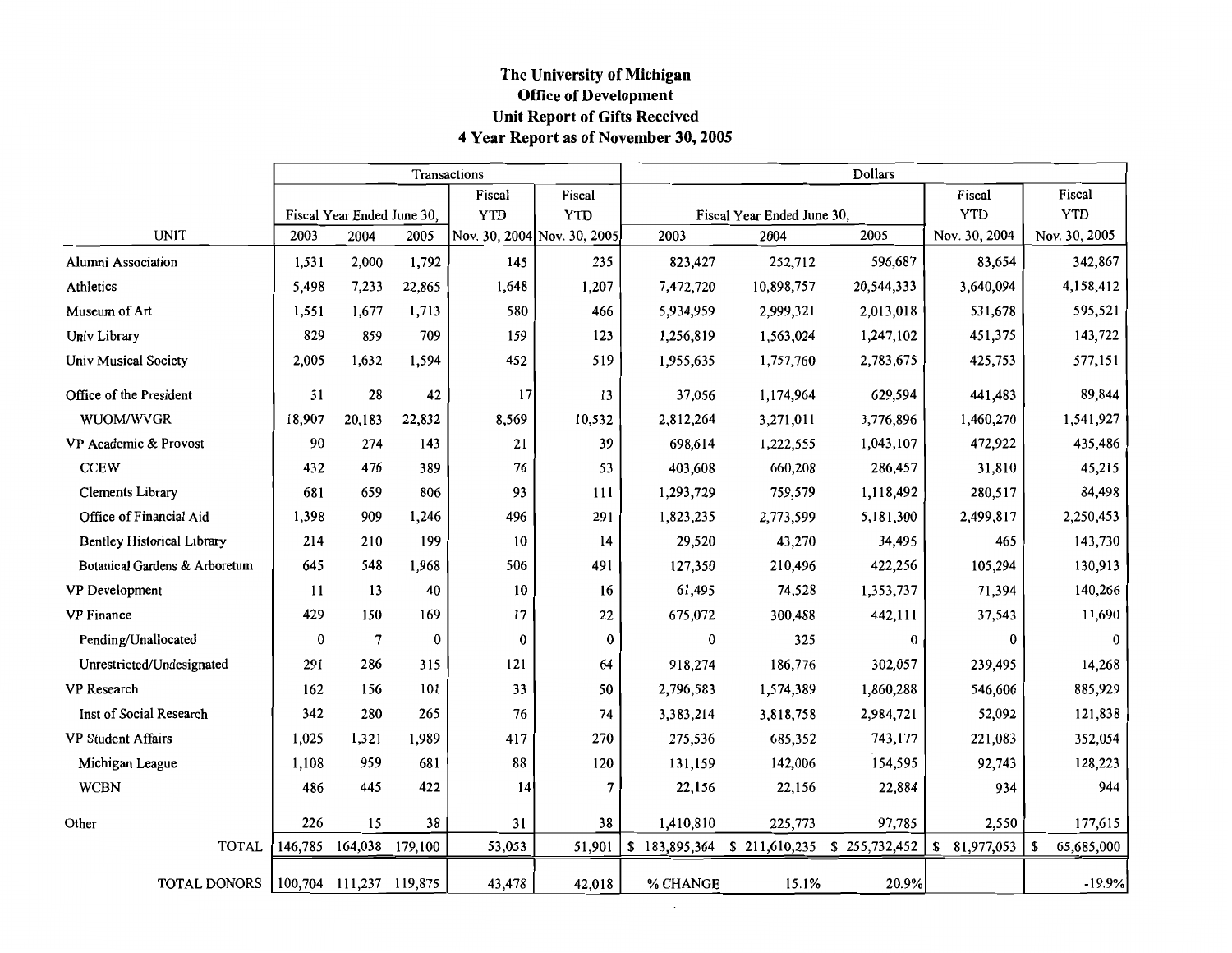# The University of Michigan
## Office of Development
## Unit Report of Gifts Received
## 4 Year Report as of November 30, 2005

| | Transactions | | | | | Dollars | | | | |
|---|---|---|---|---|---|---|---|---|---|---|
| | Fiscal Year Ended June 30, | | | Fiscal YTD | Fiscal YTD | Fiscal Year Ended June 30, | | | Fiscal YTD | Fiscal YTD |
| UNIT | 2003 | 2004 | 2005 | Nov. 30, 2004 | Nov. 30, 2005 | 2003 | 2004 | 2005 | Nov. 30, 2004 | Nov. 30, 2005 |
| Alumni Association | 1,531 | 2,000 | 1,792 | 145 | 235 | 823,427 | 252,712 | 596,687 | 83,654 | 342,867 |
| Athletics | 5,498 | 7,233 | 22,865 | 1,648 | 1,207 | 7,472,720 | 10,898,757 | 20,544,333 | 3,640,094 | 4,158,412 |
| Museum of Art | 1,551 | 1,677 | 1,713 | 580 | 466 | 5,934,959 | 2,999,321 | 2,013,018 | 531,678 | 595,521 |
| Univ Library | 829 | 859 | 709 | 159 | 123 | 1,256,819 | 1,563,024 | 1,247,102 | 451,375 | 143,722 |
| Univ Musical Society | 2,005 | 1,632 | 1,594 | 452 | 519 | 1,955,635 | 1,757,760 | 2,783,675 | 425,753 | 577,151 |
| Office of the President | 31 | 28 | 42 | 17 | 13 | 37,056 | 1,174,964 | 629,594 | 441,483 | 89,844 |
| WUOM/WVGR | 18,907 | 20,183 | 22,832 | 8,569 | 10,532 | 2,812,264 | 3,271,011 | 3,776,896 | 1,460,270 | 1,541,927 |
| VP Academic & Provost | 90 | 274 | 143 | 21 | 39 | 698,614 | 1,222,555 | 1,043,107 | 472,922 | 435,486 |
| CCEW | 432 | 476 | 389 | 76 | 53 | 403,608 | 660,208 | 286,457 | 31,810 | 45,215 |
| Clements Library | 681 | 659 | 806 | 93 | 111 | 1,293,729 | 759,579 | 1,118,492 | 280,517 | 84,498 |
| Office of Financial Aid | 1,398 | 909 | 1,246 | 496 | 291 | 1,823,235 | 2,773,599 | 5,181,300 | 2,499,817 | 2,250,453 |
| Bentley Historical Library | 214 | 210 | 199 | 10 | 14 | 29,520 | 43,270 | 34,495 | 465 | 143,730 |
| Botanical Gardens & Arboretum | 645 | 548 | 1,968 | 506 | 491 | 127,350 | 210,496 | 422,256 | 105,294 | 130,913 |
| VP Development | 11 | 13 | 40 | 10 | 16 | 61,495 | 74,528 | 1,353,737 | 71,394 | 140,266 |
| VP Finance | 429 | 150 | 169 | 17 | 22 | 675,072 | 300,488 | 442,111 | 37,543 | 11,690 |
| Pending/Unallocated | 0 | 7 | 0 | 0 | 0 | 0 | 325 | 0 | 0 | 0 |
| Unrestricted/Undesignated | 291 | 286 | 315 | 121 | 64 | 918,274 | 186,776 | 302,057 | 239,495 | 14,268 |
| VP Research | 162 | 156 | 101 | 33 | 50 | 2,796,583 | 1,574,389 | 1,860,288 | 546,606 | 885,929 |
| Inst of Social Research | 342 | 280 | 265 | 76 | 74 | 3,383,214 | 3,818,758 | 2,984,721 | 52,092 | 121,838 |
| VP Student Affairs | 1,025 | 1,321 | 1,989 | 417 | 270 | 275,536 | 685,352 | 743,177 | 221,083 | 352,054 |
| Michigan League | 1,108 | 959 | 681 | 88 | 120 | 131,159 | 142,006 | 154,595 | 92,743 | 128,223 |
| WCBN | 486 | 445 | 422 | 14 | 7 | 22,156 | 22,156 | 22,884 | 934 | 944 |
| Other | 226 | 15 | 38 | 31 | 38 | 1,410,810 | 225,773 | 97,785 | 2,550 | 177,615 |
| TOTAL | 146,785 | 164,038 | 179,100 | 53,053 | 51,901 | $ 183,895,364 | $ 211,610,235 | $ 255,732,452 | $ 81,977,053 | $ 65,685,000 |
| TOTAL DONORS | 100,704 | 111,237 | 119,875 | 43,478 | 42,018 | % CHANGE | 15.1% | 20.9% | | -19.9% |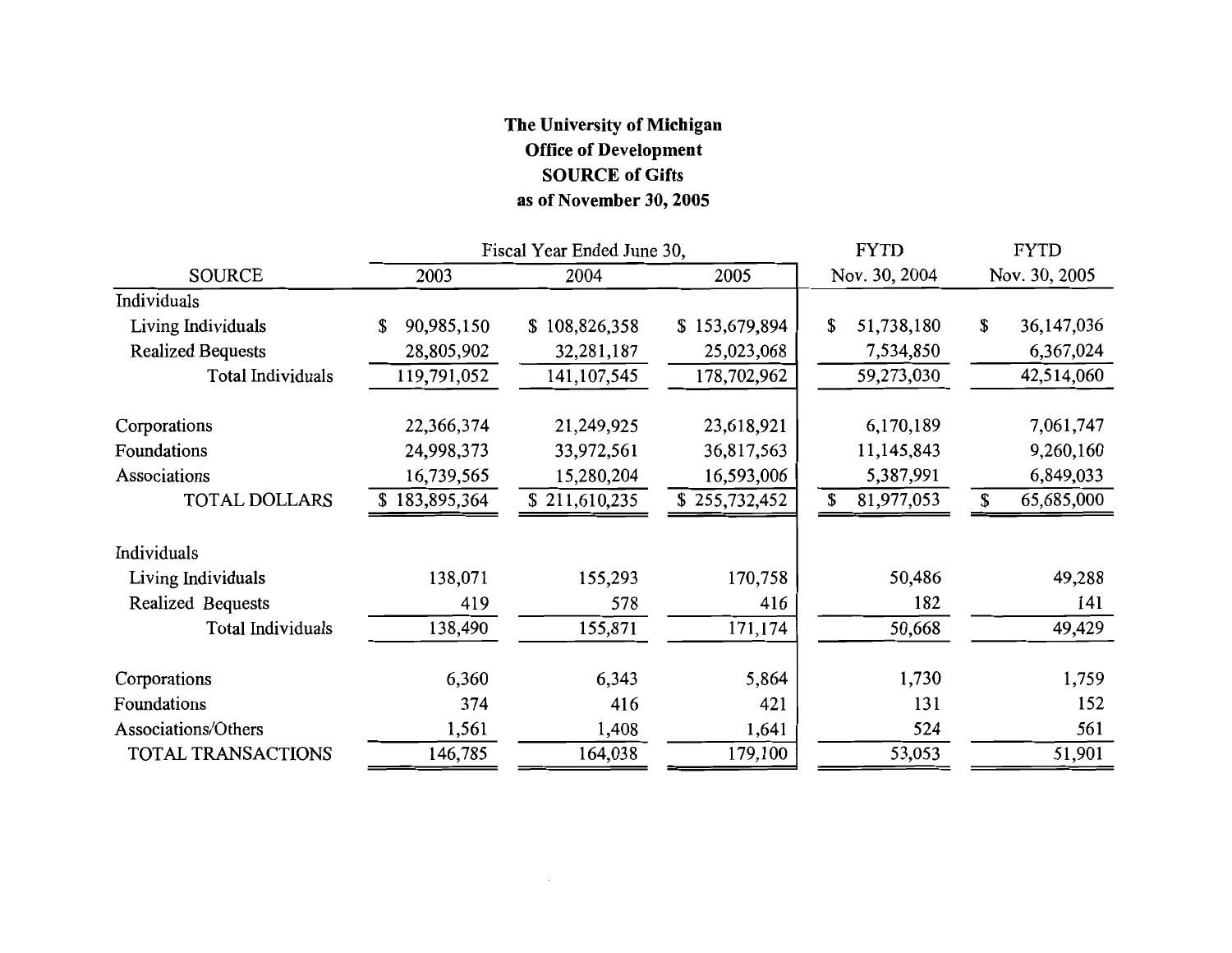# The University of Michigan
## Office of Development
## SOURCE of Gifts
## as of November 30, 2005

| SOURCE | Fiscal Year Ended June 30, 2003 | 2004 | 2005 | FYTD Nov. 30, 2004 | FYTD Nov. 30, 2005 |
|---|---|---|---|---|---|
| Individuals | | | | | |
| Living Individuals | $ 90,985,150 | $ 108,826,358 | $ 153,679,894 | $ 51,738,180 | $ 36,147,036 |
| Realized Bequests | 28,805,902 | 32,281,187 | 25,023,068 | 7,534,850 | 6,367,024 |
| Total Individuals | 119,791,052 | 141,107,545 | 178,702,962 | 59,273,030 | 42,514,060 |
| Corporations | 22,366,374 | 21,249,925 | 23,618,921 | 6,170,189 | 7,061,747 |
| Foundations | 24,998,373 | 33,972,561 | 36,817,563 | 11,145,843 | 9,260,160 |
| Associations | 16,739,565 | 15,280,204 | 16,593,006 | 5,387,991 | 6,849,033 |
| TOTAL DOLLARS | $ 183,895,364 | $ 211,610,235 | $ 255,732,452 | $ 81,977,053 | $ 65,685,000 |
| Individuals | | | | | |
| Living Individuals | 138,071 | 155,293 | 170,758 | 50,486 | 49,288 |
| Realized Bequests | 419 | 578 | 416 | 182 | 141 |
| Total Individuals | 138,490 | 155,871 | 171,174 | 50,668 | 49,429 |
| Corporations | 6,360 | 6,343 | 5,864 | 1,730 | 1,759 |
| Foundations | 374 | 416 | 421 | 131 | 152 |
| Associations/Others | 1,561 | 1,408 | 1,641 | 524 | 561 |
| TOTAL TRANSACTIONS | 146,785 | 164,038 | 179,100 | 53,053 | 51,901 |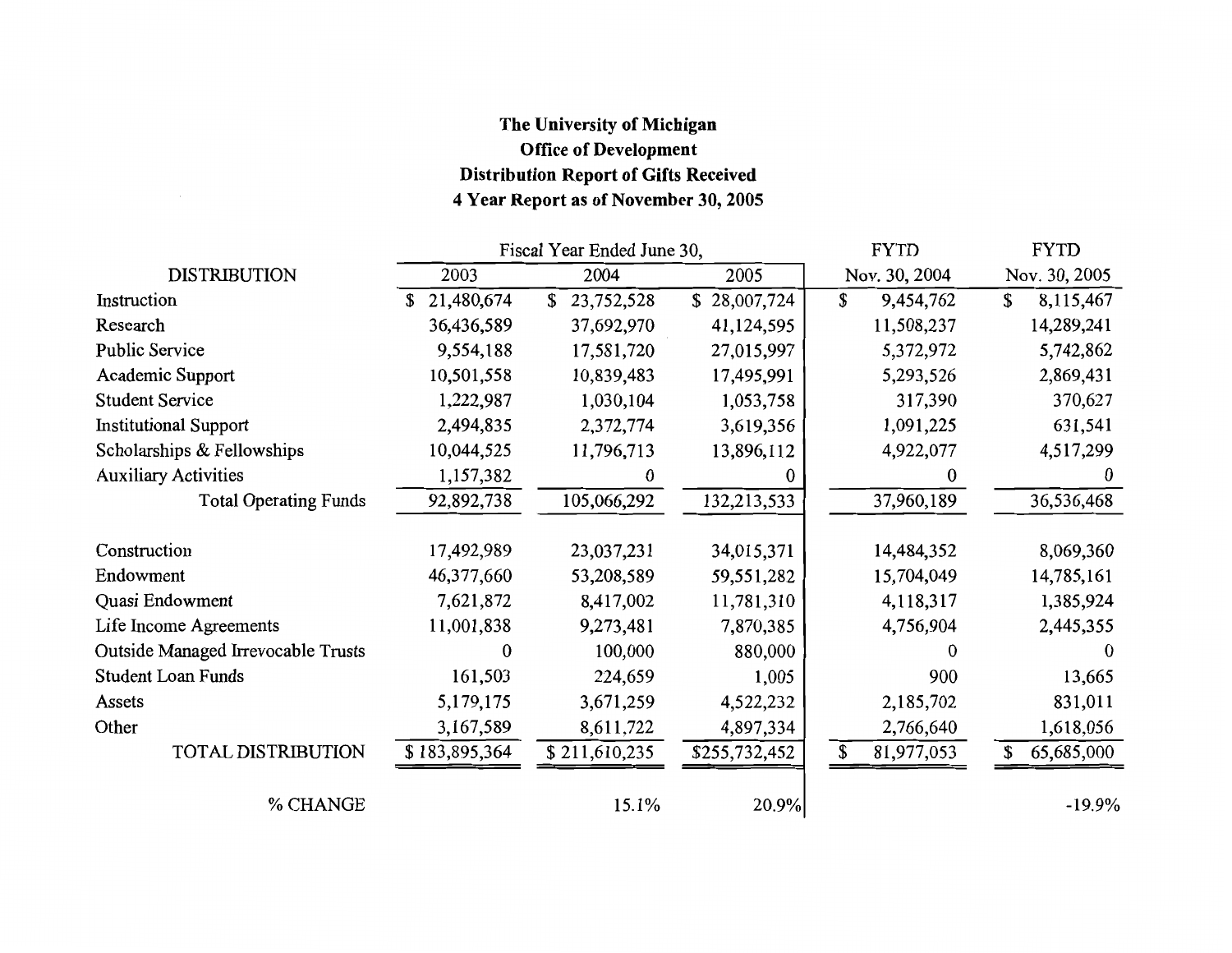**The University of Michigan**
**Office of Development**
**Distribution Report of Gifts Received**
**4 Year Report as of November 30, 2005**

| | Fiscal Year Ended June 30, | | | FYTD | FYTD |
|---|---|---|---|---|---|
| DISTRIBUTION | 2003 | 2004 | 2005 | Nov. 30, 2004 | Nov. 30, 2005 |
| Instruction | $ 21,480,674 | $ 23,752,528 | $ 28,007,724 | $ 9,454,762 | $ 8,115,467 |
| Research | 36,436,589 | 37,692,970 | 41,124,595 | 11,508,237 | 14,289,241 |
| Public Service | 9,554,188 | 17,581,720 | 27,015,997 | 5,372,972 | 5,742,862 |
| Academic Support | 10,501,558 | 10,839,483 | 17,495,991 | 5,293,526 | 2,869,431 |
| Student Service | 1,222,987 | 1,030,104 | 1,053,758 | 317,390 | 370,627 |
| Institutional Support | 2,494,835 | 2,372,774 | 3,619,356 | 1,091,225 | 631,541 |
| Scholarships & Fellowships | 10,044,525 | 11,796,713 | 13,896,112 | 4,922,077 | 4,517,299 |
| Auxiliary Activities | 1,157,382 | 0 | 0 | 0 | 0 |
| Total Operating Funds | 92,892,738 | 105,066,292 | 132,213,533 | 37,960,189 | 36,536,468 |
| | | | | | |
| Construction | 17,492,989 | 23,037,231 | 34,015,371 | 14,484,352 | 8,069,360 |
| Endowment | 46,377,660 | 53,208,589 | 59,551,282 | 15,704,049 | 14,785,161 |
| Quasi Endowment | 7,621,872 | 8,417,002 | 11,781,310 | 4,118,317 | 1,385,924 |
| Life Income Agreements | 11,001,838 | 9,273,481 | 7,870,385 | 4,756,904 | 2,445,355 |
| Outside Managed Irrevocable Trusts | 0 | 100,000 | 880,000 | 0 | 0 |
| Student Loan Funds | 161,503 | 224,659 | 1,005 | 900 | 13,665 |
| Assets | 5,179,175 | 3,671,259 | 4,522,232 | 2,185,702 | 831,011 |
| Other | 3,167,589 | 8,611,722 | 4,897,334 | 2,766,640 | 1,618,056 |
| TOTAL DISTRIBUTION | $ 183,895,364 | $ 211,610,235 | $255,732,452 | $ 81,977,053 | $ 65,685,000 |
| | | | | | |
| % CHANGE | | 15.1% | 20.9% | | -19.9% |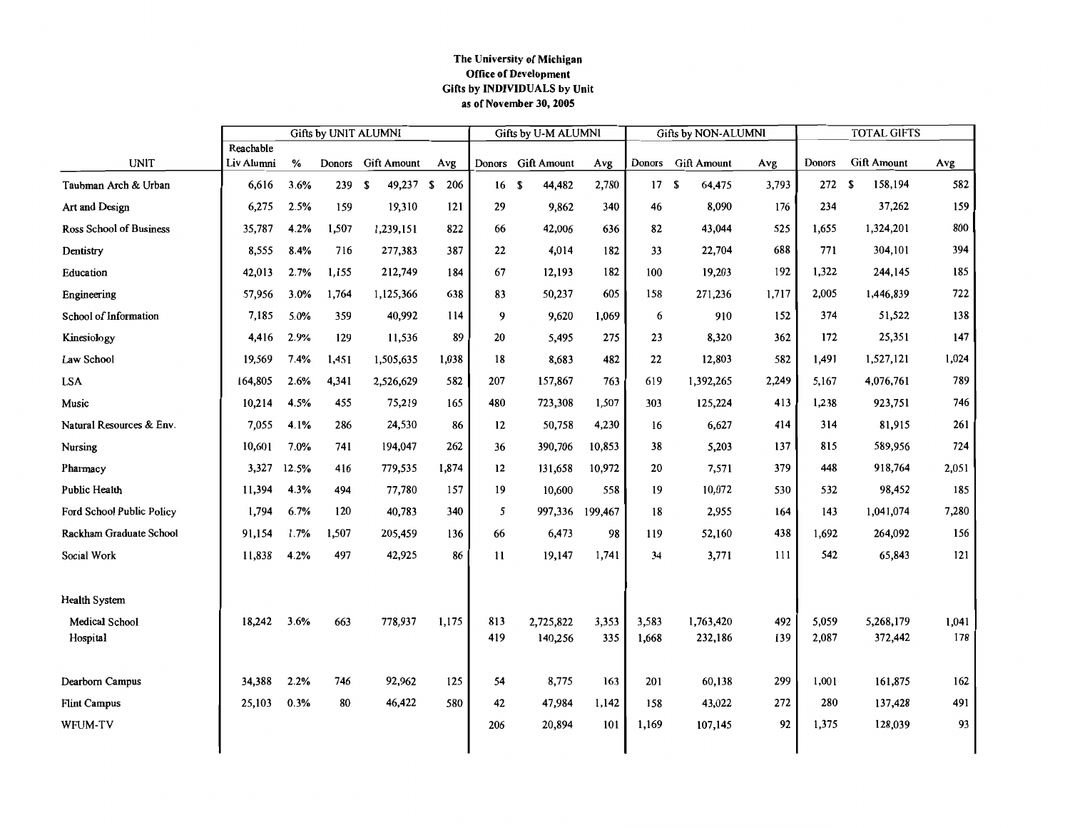**The University of Michigan**
**Office of Development**
**Gifts by INDIVIDUALS by Unit**
**as of November 30, 2005**

| UNIT | Gifts by UNIT ALUMNI | | | | | Gifts by U-M ALUMNI | | | Gifts by NON-ALUMNI | | | TOTAL GIFTS | | |
|---|---|---|---|---|---|---|---|---|---|---|---|---|---|---|
| | Reachable Liv Alumni | % | Donors | Gift Amount | Avg | Donors | Gift Amount | Avg | Donors | Gift Amount | Avg | Donors | Gift Amount | Avg |
| Taubman Arch & Urban | 6,616 | 3.6% | 239 | $ 49,237 | $ 206 | 16 | $ 44,482 | 2,780 | 17 | $ 64,475 | 3,793 | 272 | $ 158,194 | 582 |
| Art and Design | 6,275 | 2.5% | 159 | 19,310 | 121 | 29 | 9,862 | 340 | 46 | 8,090 | 176 | 234 | 37,262 | 159 |
| Ross School of Business | 35,787 | 4.2% | 1,507 | 1,239,151 | 822 | 66 | 42,006 | 636 | 82 | 43,044 | 525 | 1,655 | 1,324,201 | 800 |
| Dentistry | 8,555 | 8.4% | 716 | 277,383 | 387 | 22 | 4,014 | 182 | 33 | 22,704 | 688 | 771 | 304,101 | 394 |
| Education | 42,013 | 2.7% | 1,155 | 212,749 | 184 | 67 | 12,193 | 182 | 100 | 19,203 | 192 | 1,322 | 244,145 | 185 |
| Engineering | 57,956 | 3.0% | 1,764 | 1,125,366 | 638 | 83 | 50,237 | 605 | 158 | 271,236 | 1,717 | 2,005 | 1,446,839 | 722 |
| School of Information | 7,185 | 5.0% | 359 | 40,992 | 114 | 9 | 9,620 | 1,069 | 6 | 910 | 152 | 374 | 51,522 | 138 |
| Kinesiology | 4,416 | 2.9% | 129 | 11,536 | 89 | 20 | 5,495 | 275 | 23 | 8,320 | 362 | 172 | 25,351 | 147 |
| Law School | 19,569 | 7.4% | 1,451 | 1,505,635 | 1,038 | 18 | 8,683 | 482 | 22 | 12,803 | 582 | 1,491 | 1,527,121 | 1,024 |
| LSA | 164,805 | 2.6% | 4,341 | 2,526,629 | 582 | 207 | 157,867 | 763 | 619 | 1,392,265 | 2,249 | 5,167 | 4,076,761 | 789 |
| Music | 10,214 | 4.5% | 455 | 75,219 | 165 | 480 | 723,308 | 1,507 | 303 | 125,224 | 413 | 1,238 | 923,751 | 746 |
| Natural Resources & Env. | 7,055 | 4.1% | 286 | 24,530 | 86 | 12 | 50,758 | 4,230 | 16 | 6,627 | 414 | 314 | 81,915 | 261 |
| Nursing | 10,601 | 7.0% | 741 | 194,047 | 262 | 36 | 390,706 | 10,853 | 38 | 5,203 | 137 | 815 | 589,956 | 724 |
| Pharmacy | 3,327 | 12.5% | 416 | 779,535 | 1,874 | 12 | 131,658 | 10,972 | 20 | 7,571 | 379 | 448 | 918,764 | 2,051 |
| Public Health | 11,394 | 4.3% | 494 | 77,780 | 157 | 19 | 10,600 | 558 | 19 | 10,072 | 530 | 532 | 98,452 | 185 |
| Ford School Public Policy | 1,794 | 6.7% | 120 | 40,783 | 340 | 5 | 997,336 | 199,467 | 18 | 2,955 | 164 | 143 | 1,041,074 | 7,280 |
| Rackham Graduate School | 91,154 | 1.7% | 1,507 | 205,459 | 136 | 66 | 6,473 | 98 | 119 | 52,160 | 438 | 1,692 | 264,092 | 156 |
| Social Work | 11,838 | 4.2% | 497 | 42,925 | 86 | 11 | 19,147 | 1,741 | 34 | 3,771 | 111 | 542 | 65,843 | 121 |
| Health System | | | | | | | | | | | | | | |
| Medical School | 18,242 | 3.6% | 663 | 778,937 | 1,175 | 813 | 2,725,822 | 3,353 | 3,583 | 1,763,420 | 492 | 5,059 | 5,268,179 | 1,041 |
| Hospital | | | | | | 419 | 140,256 | 335 | 1,668 | 232,186 | 139 | 2,087 | 372,442 | 178 |
| Dearborn Campus | 34,388 | 2.2% | 746 | 92,962 | 125 | 54 | 8,775 | 163 | 201 | 60,138 | 299 | 1,001 | 161,875 | 162 |
| Flint Campus | 25,103 | 0.3% | 80 | 46,422 | 580 | 42 | 47,984 | 1,142 | 158 | 43,022 | 272 | 280 | 137,428 | 491 |
| WFUM-TV | | | | | | 206 | 20,894 | 101 | 1,169 | 107,145 | 92 | 1,375 | 128,039 | 93 |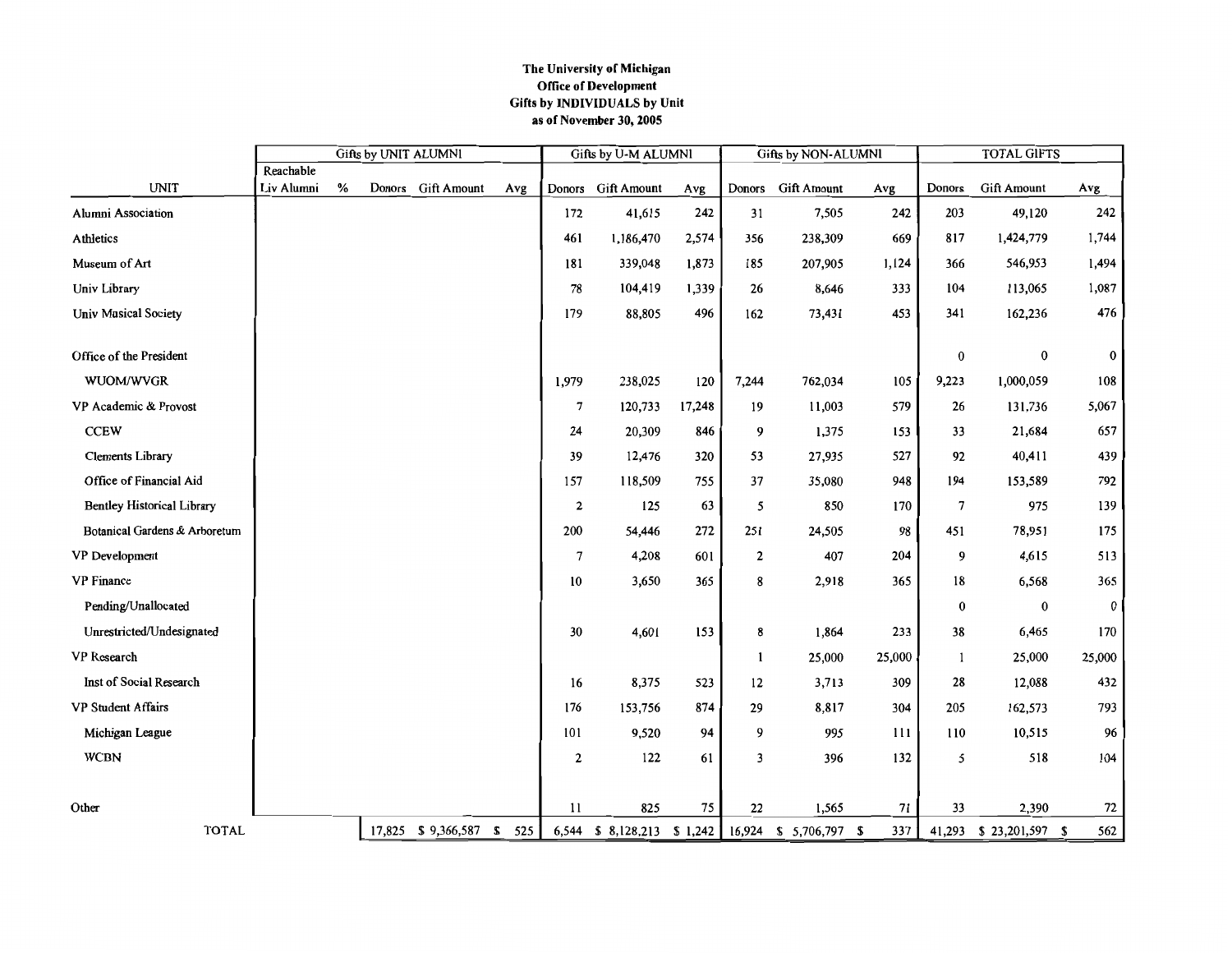**The University of Michigan**
**Office of Development**
**Gifts by INDIVIDUALS by Unit**
**as of November 30, 2005**

| | Gifts by UNIT ALUMNI | | | | | Gifts by U-M ALUMNI | | | Gifts by NON-ALUMNI | | | TOTAL GIFTS | | |
|---|---|---|---|---|---|---|---|---|---|---|---|---|---|---|
| UNIT | Reachable Liv Alumni | % | Donors | Gift Amount | Avg | Donors | Gift Amount | Avg | Donors | Gift Amount | Avg | Donors | Gift Amount | Avg |
| Alumni Association | | | | | | 172 | 41,615 | 242 | 31 | 7,505 | 242 | 203 | 49,120 | 242 |
| Athletics | | | | | | 461 | 1,186,470 | 2,574 | 356 | 238,309 | 669 | 817 | 1,424,779 | 1,744 |
| Museum of Art | | | | | | 181 | 339,048 | 1,873 | 185 | 207,905 | 1,124 | 366 | 546,953 | 1,494 |
| Univ Library | | | | | | 78 | 104,419 | 1,339 | 26 | 8,646 | 333 | 104 | 113,065 | 1,087 |
| Univ Musical Society | | | | | | 179 | 88,805 | 496 | 162 | 73,431 | 453 | 341 | 162,236 | 476 |
| Office of the President | | | | | | | | | | | | 0 | 0 | 0 |
| WUOM/WVGR | | | | | | 1,979 | 238,025 | 120 | 7,244 | 762,034 | 105 | 9,223 | 1,000,059 | 108 |
| VP Academic & Provost | | | | | | 7 | 120,733 | 17,248 | 19 | 11,003 | 579 | 26 | 131,736 | 5,067 |
| CCEW | | | | | | 24 | 20,309 | 846 | 9 | 1,375 | 153 | 33 | 21,684 | 657 |
| Clements Library | | | | | | 39 | 12,476 | 320 | 53 | 27,935 | 527 | 92 | 40,411 | 439 |
| Office of Financial Aid | | | | | | 157 | 118,509 | 755 | 37 | 35,080 | 948 | 194 | 153,589 | 792 |
| Bentley Historical Library | | | | | | 2 | 125 | 63 | 5 | 850 | 170 | 7 | 975 | 139 |
| Botanical Gardens & Arboretum | | | | | | 200 | 54,446 | 272 | 251 | 24,505 | 98 | 451 | 78,951 | 175 |
| VP Development | | | | | | 7 | 4,208 | 601 | 2 | 407 | 204 | 9 | 4,615 | 513 |
| VP Finance | | | | | | 10 | 3,650 | 365 | 8 | 2,918 | 365 | 18 | 6,568 | 365 |
| Pending/Unallocated | | | | | | | | | | | | 0 | 0 | 0 |
| Unrestricted/Undesignated | | | | | | 30 | 4,601 | 153 | 8 | 1,864 | 233 | 38 | 6,465 | 170 |
| VP Research | | | | | | | | | 1 | 25,000 | 25,000 | 1 | 25,000 | 25,000 |
| Inst of Social Research | | | | | | 16 | 8,375 | 523 | 12 | 3,713 | 309 | 28 | 12,088 | 432 |
| VP Student Affairs | | | | | | 176 | 153,756 | 874 | 29 | 8,817 | 304 | 205 | 162,573 | 793 |
| Michigan League | | | | | | 101 | 9,520 | 94 | 9 | 995 | 111 | 110 | 10,515 | 96 |
| WCBN | | | | | | 2 | 122 | 61 | 3 | 396 | 132 | 5 | 518 | 104 |
| Other | | | | | | 11 | 825 | 75 | 22 | 1,565 | 71 | 33 | 2,390 | 72 |
| TOTAL | | | 17,825 | $ 9,366,587 | $ 525 | 6,544 | $ 8,128,213 | $ 1,242 | 16,924 | $ 5,706,797 | $ 337 | 41,293 | $ 23,201,597 | $ 562 |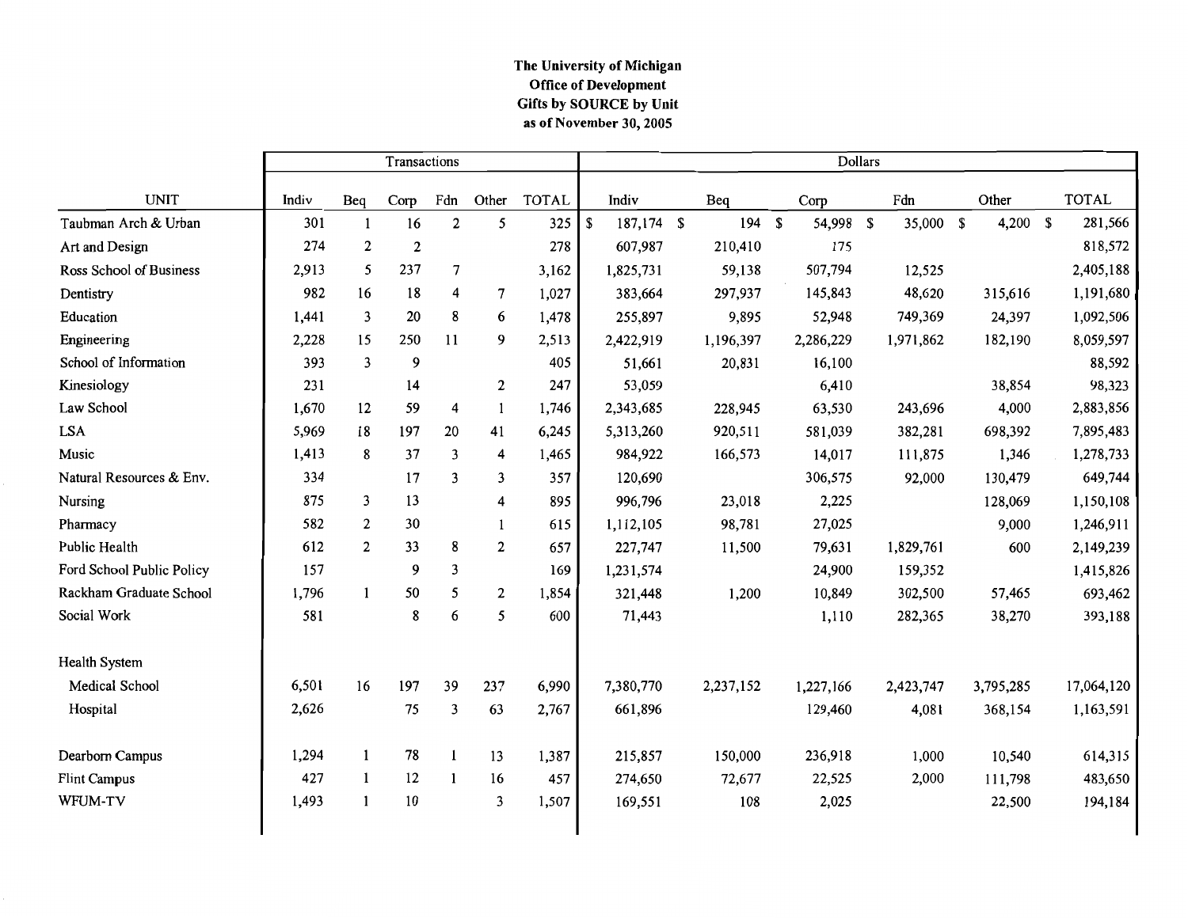**The University of Michigan**
**Office of Development**
**Gifts by SOURCE by Unit**
**as of November 30, 2005**

| | Transactions | | | | | | Dollars | | | | | |
|---|---|---|---|---|---|---|---|---|---|---|---|---|
| UNIT | Indiv | Beq | Corp | Fdn | Other | TOTAL | Indiv | Beq | Corp | Fdn | Other | TOTAL |
| Taubman Arch & Urban | 301 | 1 | 16 | 2 | 5 | 325 | $ 187,174 | $ 194 | $ 54,998 | $ 35,000 | $ 4,200 | $ 281,566 |
| Art and Design | 274 | 2 | 2 | | | 278 | 607,987 | 210,410 | 175 | | | 818,572 |
| Ross School of Business | 2,913 | 5 | 237 | 7 | | 3,162 | 1,825,731 | 59,138 | 507,794 | 12,525 | | 2,405,188 |
| Dentistry | 982 | 16 | 18 | 4 | 7 | 1,027 | 383,664 | 297,937 | 145,843 | 48,620 | 315,616 | 1,191,680 |
| Education | 1,441 | 3 | 20 | 8 | 6 | 1,478 | 255,897 | 9,895 | 52,948 | 749,369 | 24,397 | 1,092,506 |
| Engineering | 2,228 | 15 | 250 | 11 | 9 | 2,513 | 2,422,919 | 1,196,397 | 2,286,229 | 1,971,862 | 182,190 | 8,059,597 |
| School of Information | 393 | 3 | 9 | | | 405 | 51,661 | 20,831 | 16,100 | | | 88,592 |
| Kinesiology | 231 | | 14 | | 2 | 247 | 53,059 | | 6,410 | | 38,854 | 98,323 |
| Law School | 1,670 | 12 | 59 | 4 | 1 | 1,746 | 2,343,685 | 228,945 | 63,530 | 243,696 | 4,000 | 2,883,856 |
| LSA | 5,969 | 18 | 197 | 20 | 41 | 6,245 | 5,313,260 | 920,511 | 581,039 | 382,281 | 698,392 | 7,895,483 |
| Music | 1,413 | 8 | 37 | 3 | 4 | 1,465 | 984,922 | 166,573 | 14,017 | 111,875 | 1,346 | 1,278,733 |
| Natural Resources & Env. | 334 | | 17 | 3 | 3 | 357 | 120,690 | | 306,575 | 92,000 | 130,479 | 649,744 |
| Nursing | 875 | 3 | 13 | | 4 | 895 | 996,796 | 23,018 | 2,225 | | 128,069 | 1,150,108 |
| Pharmacy | 582 | 2 | 30 | | 1 | 615 | 1,112,105 | 98,781 | 27,025 | | 9,000 | 1,246,911 |
| Public Health | 612 | 2 | 33 | 8 | 2 | 657 | 227,747 | 11,500 | 79,631 | 1,829,761 | 600 | 2,149,239 |
| Ford School Public Policy | 157 | | 9 | 3 | | 169 | 1,231,574 | | 24,900 | 159,352 | | 1,415,826 |
| Rackham Graduate School | 1,796 | 1 | 50 | 5 | 2 | 1,854 | 321,448 | 1,200 | 10,849 | 302,500 | 57,465 | 693,462 |
| Social Work | 581 | | 8 | 6 | 5 | 600 | 71,443 | | 1,110 | 282,365 | 38,270 | 393,188 |
| Health System | | | | | | | | | | | | |
| Medical School | 6,501 | 16 | 197 | 39 | 237 | 6,990 | 7,380,770 | 2,237,152 | 1,227,166 | 2,423,747 | 3,795,285 | 17,064,120 |
| Hospital | 2,626 | | 75 | 3 | 63 | 2,767 | 661,896 | | 129,460 | 4,081 | 368,154 | 1,163,591 |
| Dearborn Campus | 1,294 | 1 | 78 | 1 | 13 | 1,387 | 215,857 | 150,000 | 236,918 | 1,000 | 10,540 | 614,315 |
| Flint Campus | 427 | 1 | 12 | 1 | 16 | 457 | 274,650 | 72,677 | 22,525 | 2,000 | 111,798 | 483,650 |
| WFUM-TV | 1,493 | 1 | 10 | | 3 | 1,507 | 169,551 | 108 | 2,025 | | 22,500 | 194,184 |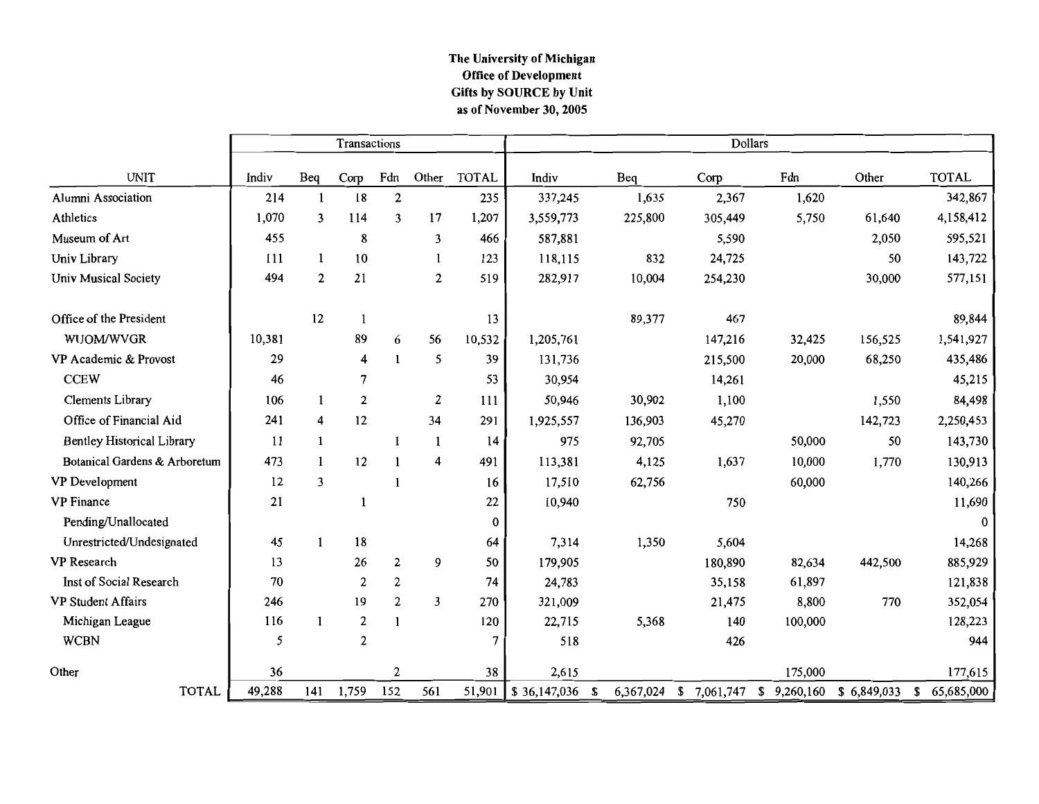**The University of Michigan**
**Office of Development**
**Gifts by SOURCE by Unit**
**as of November 30, 2005**

| | Transactions | | | | | | Dollars | | | | | |
|---|---|---|---|---|---|---|---|---|---|---|---|---|
| UNIT | Indiv | Beq | Corp | Fdn | Other | TOTAL | Indiv | Beq | Corp | Fdn | Other | TOTAL |
| Alumni Association | 214 | 1 | 18 | 2 | | 235 | 337,245 | 1,635 | 2,367 | 1,620 | | 342,867 |
| Athletics | 1,070 | 3 | 114 | 3 | 17 | 1,207 | 3,559,773 | 225,800 | 305,449 | 5,750 | 61,640 | 4,158,412 |
| Museum of Art | 455 | | 8 | | 3 | 466 | 587,881 | | 5,590 | | 2,050 | 595,521 |
| Univ Library | 111 | 1 | 10 | | 1 | 123 | 118,115 | 832 | 24,725 | | 50 | 143,722 |
| Univ Musical Society | 494 | 2 | 21 | | 2 | 519 | 282,917 | 10,004 | 254,230 | | 30,000 | 577,151 |
| Office of the President | | 12 | 1 | | | 13 | | 89,377 | 467 | | | 89,844 |
| WUOM/WVGR | 10,381 | | 89 | 6 | 56 | 10,532 | 1,205,761 | | 147,216 | 32,425 | 156,525 | 1,541,927 |
| VP Academic & Provost | 29 | | 4 | 1 | 5 | 39 | 131,736 | | 215,500 | 20,000 | 68,250 | 435,486 |
| CCEW | 46 | | 7 | | | 53 | 30,954 | | 14,261 | | | 45,215 |
| Clements Library | 106 | 1 | 2 | | 2 | 111 | 50,946 | 30,902 | 1,100 | | 1,550 | 84,498 |
| Office of Financial Aid | 241 | 4 | 12 | | 34 | 291 | 1,925,557 | 136,903 | 45,270 | | 142,723 | 2,250,453 |
| Bentley Historical Library | 11 | 1 | | 1 | 1 | 14 | 975 | 92,705 | | 50,000 | 50 | 143,730 |
| Botanical Gardens & Arboretum | 473 | 1 | 12 | 1 | 4 | 491 | 113,381 | 4,125 | 1,637 | 10,000 | 1,770 | 130,913 |
| VP Development | 12 | 3 | | 1 | | 16 | 17,510 | 62,756 | | 60,000 | | 140,266 |
| VP Finance | 21 | | 1 | | | 22 | 10,940 | | 750 | | | 11,690 |
| Pending/Unallocated | | | | | | 0 | | | | | | 0 |
| Unrestricted/Undesignated | 45 | 1 | 18 | | | 64 | 7,314 | 1,350 | 5,604 | | | 14,268 |
| VP Research | 13 | | 26 | 2 | 9 | 50 | 179,905 | | 180,890 | 82,634 | 442,500 | 885,929 |
| Inst of Social Research | 70 | | 2 | 2 | | 74 | 24,783 | | 35,158 | 61,897 | | 121,838 |
| VP Student Affairs | 246 | | 19 | 2 | 3 | 270 | 321,009 | | 21,475 | 8,800 | 770 | 352,054 |
| Michigan League | 116 | 1 | 2 | 1 | | 120 | 22,715 | 5,368 | 140 | 100,000 | | 128,223 |
| WCBN | 5 | | 2 | | | 7 | 518 | | 426 | | | 944 |
| Other | 36 | | | 2 | | 38 | 2,615 | | | 175,000 | | 177,615 |
| TOTAL | 49,288 | 141 | 1,759 | 152 | 561 | 51,901 | $ 36,147,036 | $ 6,367,024 | $ 7,061,747 | $ 9,260,160 | $ 6,849,033 | $ 65,685,000 |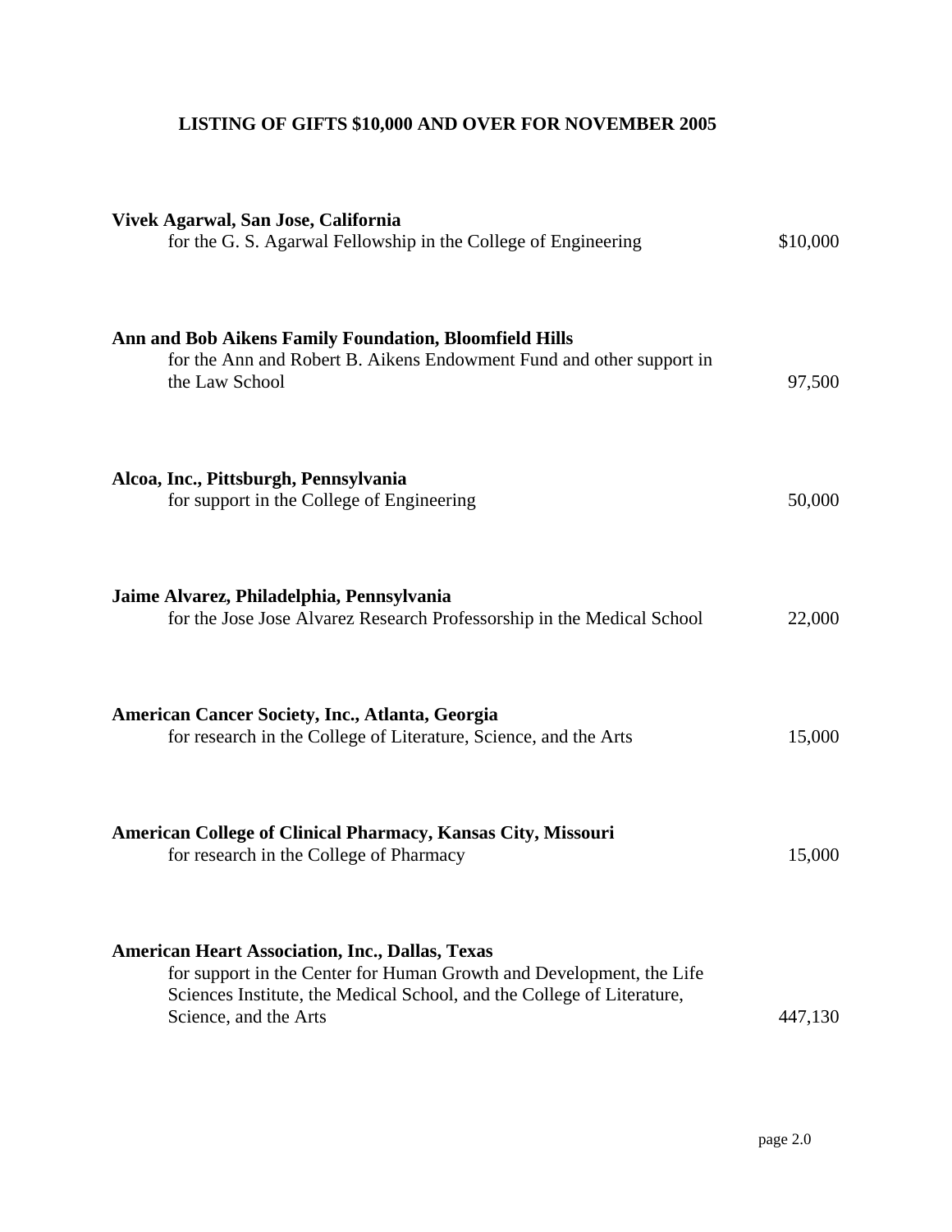# LISTING OF GIFTS $10,000 AND OVER FOR NOVEMBER 2005

**Vivek Agarwal, San Jose, California**
for the G. S. Agarwal Fellowship in the College of Engineering — $10,000

**Ann and Bob Aikens Family Foundation, Bloomfield Hills**
for the Ann and Robert B. Aikens Endowment Fund and other support in the Law School — 97,500

**Alcoa, Inc., Pittsburgh, Pennsylvania**
for support in the College of Engineering — 50,000

**Jaime Alvarez, Philadelphia, Pennsylvania**
for the Jose Jose Alvarez Research Professorship in the Medical School — 22,000

**American Cancer Society, Inc., Atlanta, Georgia**
for research in the College of Literature, Science, and the Arts — 15,000

**American College of Clinical Pharmacy, Kansas City, Missouri**
for research in the College of Pharmacy — 15,000

**American Heart Association, Inc., Dallas, Texas**
for support in the Center for Human Growth and Development, the Life Sciences Institute, the Medical School, and the College of Literature, Science, and the Arts — 447,130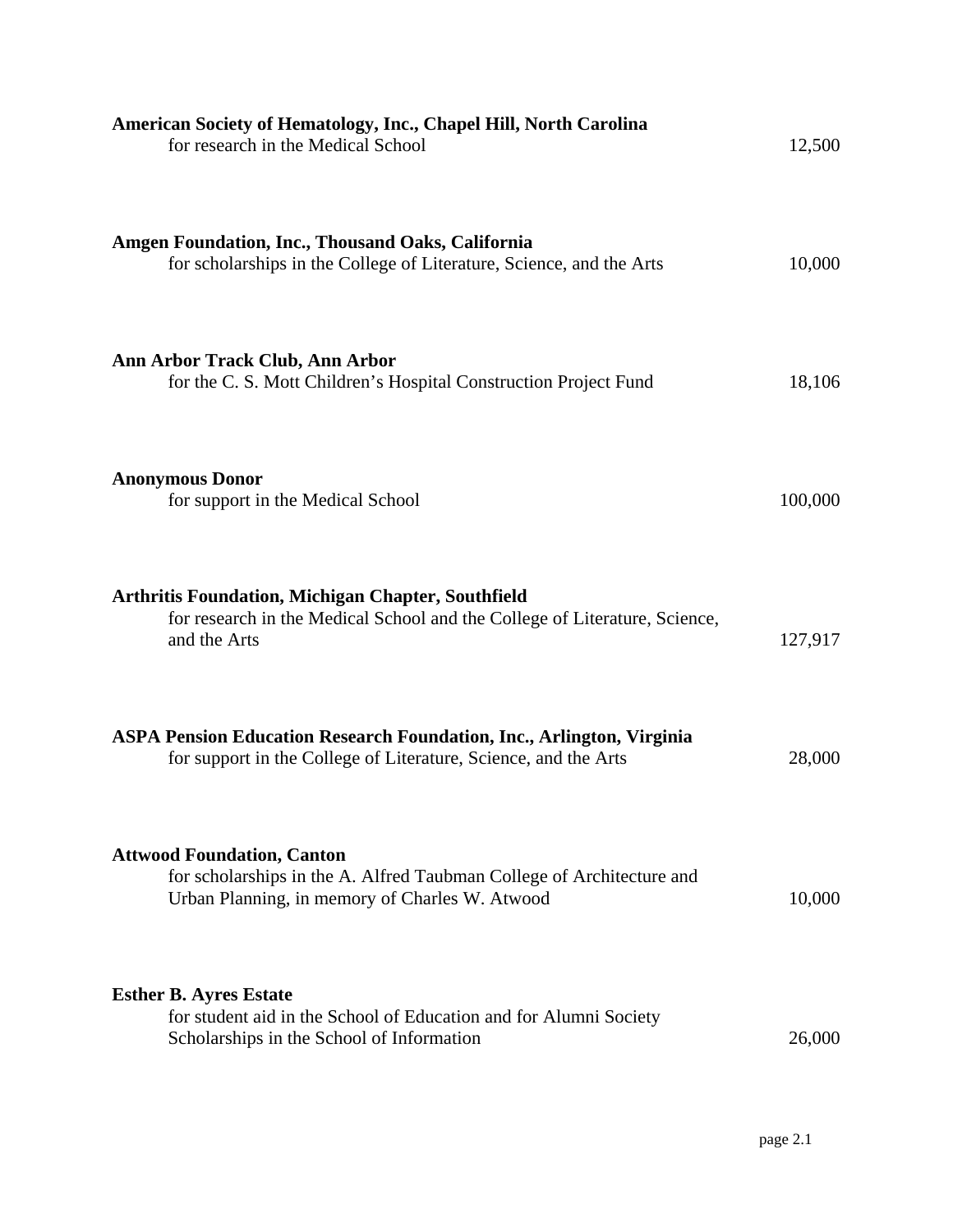**American Society of Hematology, Inc., Chapel Hill, North Carolina**
for research in the Medical School — 12,500

**Amgen Foundation, Inc., Thousand Oaks, California**
for scholarships in the College of Literature, Science, and the Arts — 10,000

**Ann Arbor Track Club, Ann Arbor**
for the C. S. Mott Children's Hospital Construction Project Fund — 18,106

**Anonymous Donor**
for support in the Medical School — 100,000

**Arthritis Foundation, Michigan Chapter, Southfield**
for research in the Medical School and the College of Literature, Science, and the Arts — 127,917

**ASPA Pension Education Research Foundation, Inc., Arlington, Virginia**
for support in the College of Literature, Science, and the Arts — 28,000

**Attwood Foundation, Canton**
for scholarships in the A. Alfred Taubman College of Architecture and Urban Planning, in memory of Charles W. Atwood — 10,000

**Esther B. Ayres Estate**
for student aid in the School of Education and for Alumni Society Scholarships in the School of Information — 26,000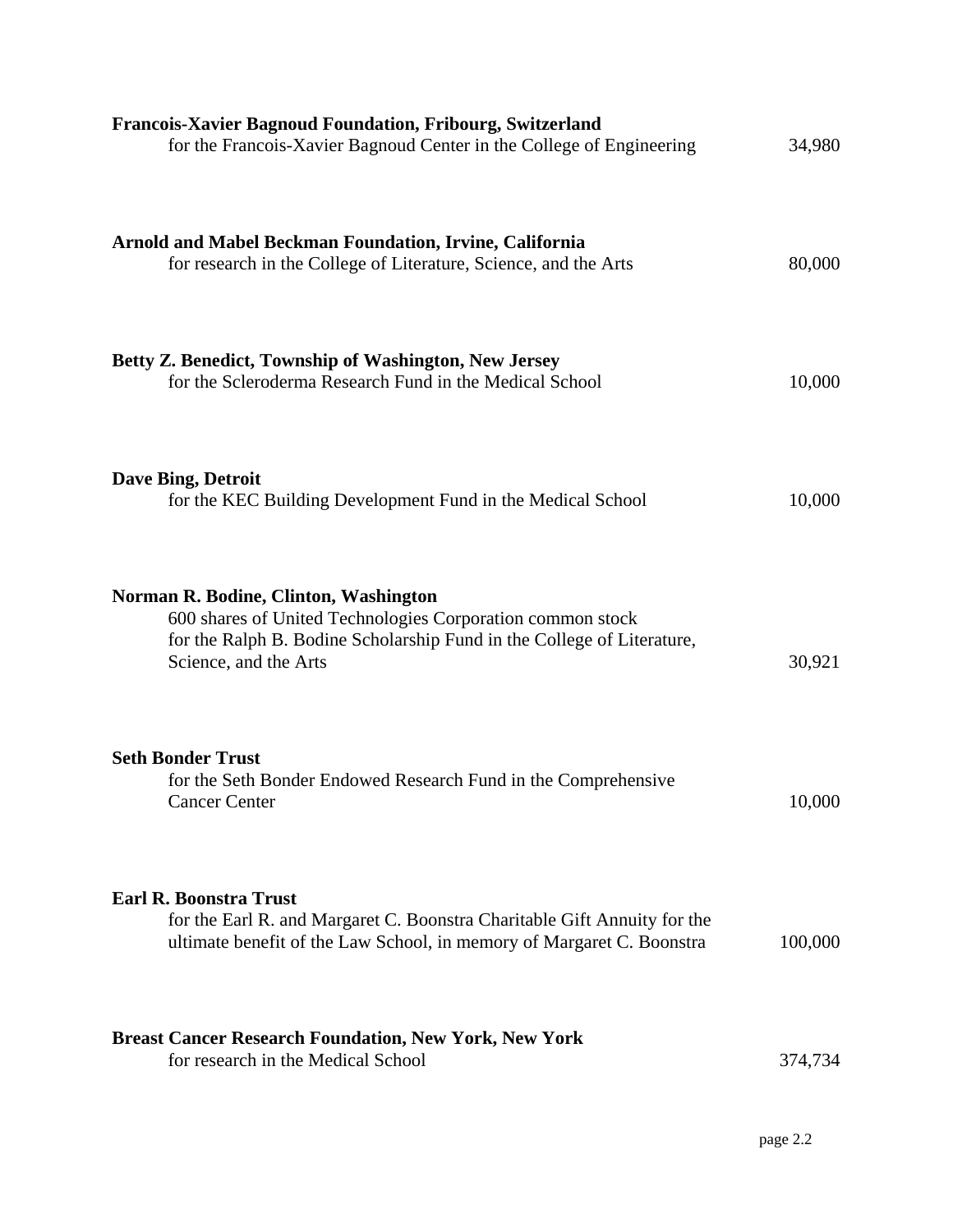**Francois-Xavier Bagnoud Foundation, Fribourg, Switzerland**
for the Francois-Xavier Bagnoud Center in the College of Engineering 34,980

**Arnold and Mabel Beckman Foundation, Irvine, California**
for research in the College of Literature, Science, and the Arts 80,000

**Betty Z. Benedict, Township of Washington, New Jersey**
for the Scleroderma Research Fund in the Medical School 10,000

**Dave Bing, Detroit**
for the KEC Building Development Fund in the Medical School 10,000

**Norman R. Bodine, Clinton, Washington**
600 shares of United Technologies Corporation common stock
for the Ralph B. Bodine Scholarship Fund in the College of Literature, Science, and the Arts 30,921

**Seth Bonder Trust**
for the Seth Bonder Endowed Research Fund in the Comprehensive Cancer Center 10,000

**Earl R. Boonstra Trust**
for the Earl R. and Margaret C. Boonstra Charitable Gift Annuity for the ultimate benefit of the Law School, in memory of Margaret C. Boonstra 100,000

**Breast Cancer Research Foundation, New York, New York**
for research in the Medical School 374,734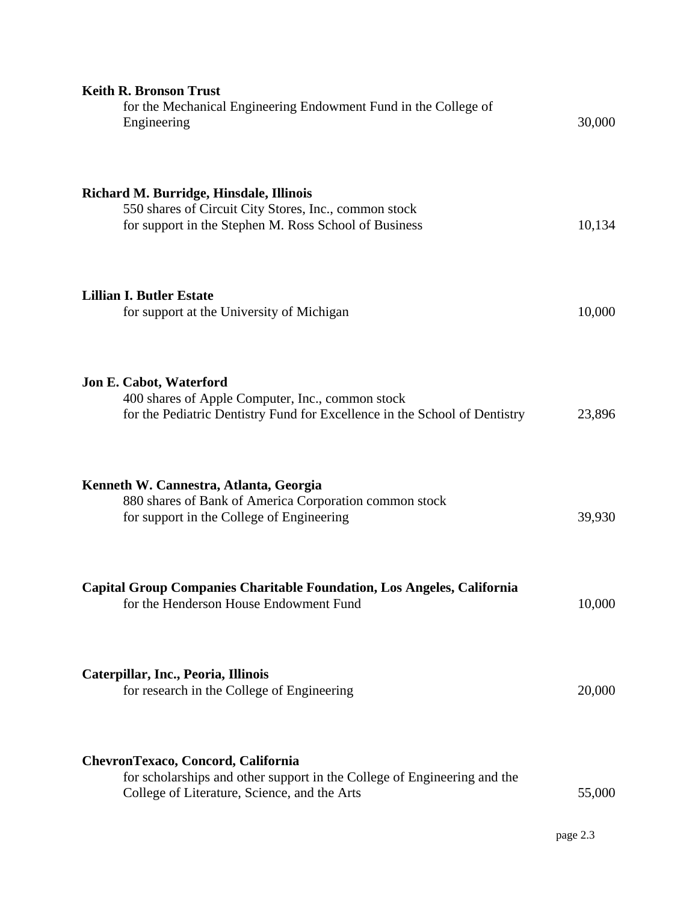**Keith R. Bronson Trust**
for the Mechanical Engineering Endowment Fund in the College of Engineering 30,000

**Richard M. Burridge, Hinsdale, Illinois**
550 shares of Circuit City Stores, Inc., common stock
for support in the Stephen M. Ross School of Business 10,134

**Lillian I. Butler Estate**
for support at the University of Michigan 10,000

**Jon E. Cabot, Waterford**
400 shares of Apple Computer, Inc., common stock
for the Pediatric Dentistry Fund for Excellence in the School of Dentistry 23,896

**Kenneth W. Cannestra, Atlanta, Georgia**
880 shares of Bank of America Corporation common stock
for support in the College of Engineering 39,930

**Capital Group Companies Charitable Foundation, Los Angeles, California**
for the Henderson House Endowment Fund 10,000

**Caterpillar, Inc., Peoria, Illinois**
for research in the College of Engineering 20,000

**ChevronTexaco, Concord, California**
for scholarships and other support in the College of Engineering and the College of Literature, Science, and the Arts 55,000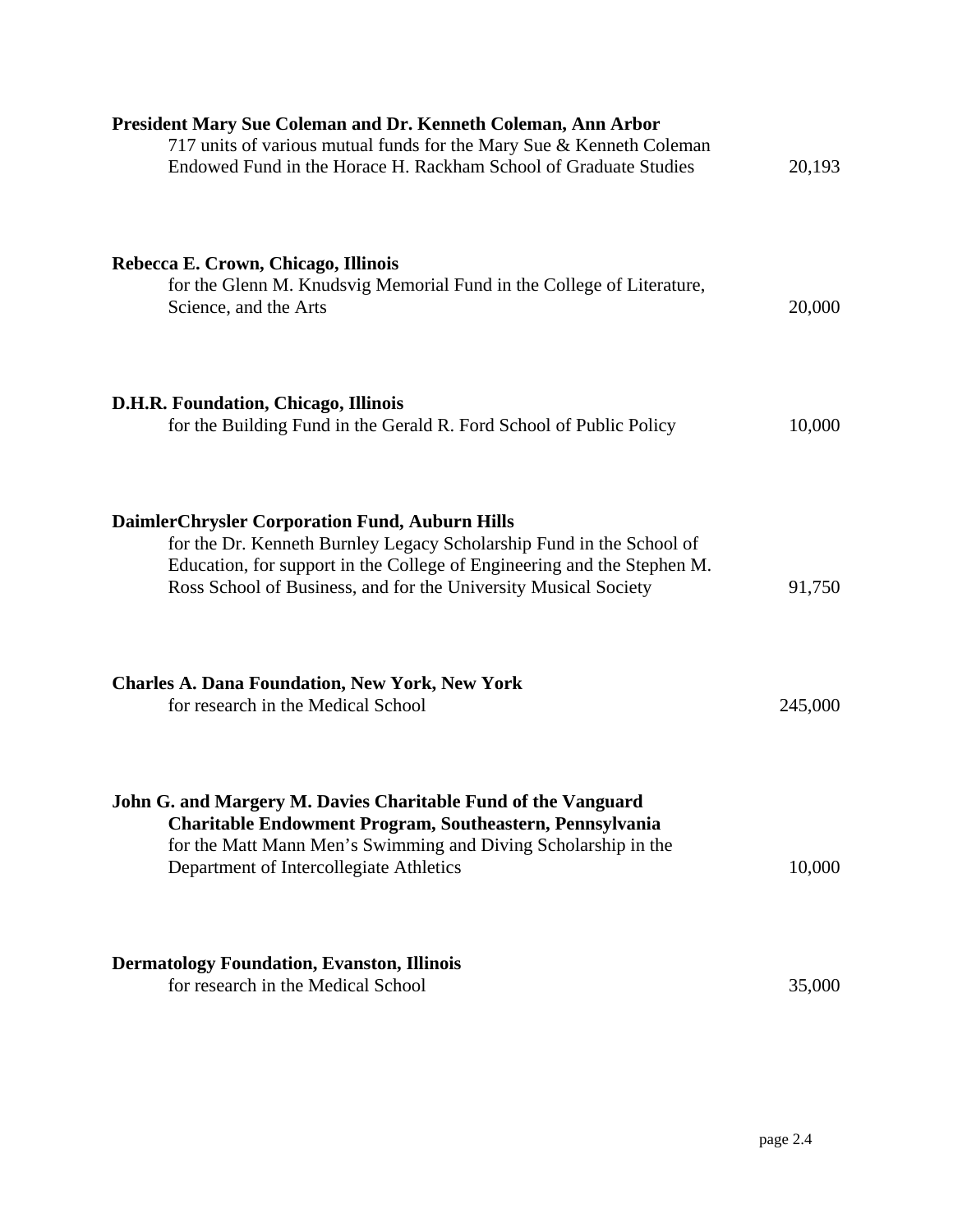**President Mary Sue Coleman and Dr. Kenneth Coleman, Ann Arbor**
717 units of various mutual funds for the Mary Sue & Kenneth Coleman Endowed Fund in the Horace H. Rackham School of Graduate Studies — 20,193

**Rebecca E. Crown, Chicago, Illinois**
for the Glenn M. Knudsvig Memorial Fund in the College of Literature, Science, and the Arts — 20,000

**D.H.R. Foundation, Chicago, Illinois**
for the Building Fund in the Gerald R. Ford School of Public Policy — 10,000

**DaimlerChrysler Corporation Fund, Auburn Hills**
for the Dr. Kenneth Burnley Legacy Scholarship Fund in the School of Education, for support in the College of Engineering and the Stephen M. Ross School of Business, and for the University Musical Society — 91,750

**Charles A. Dana Foundation, New York, New York**
for research in the Medical School — 245,000

**John G. and Margery M. Davies Charitable Fund of the Vanguard Charitable Endowment Program, Southeastern, Pennsylvania**
for the Matt Mann Men's Swimming and Diving Scholarship in the Department of Intercollegiate Athletics — 10,000

**Dermatology Foundation, Evanston, Illinois**
for research in the Medical School — 35,000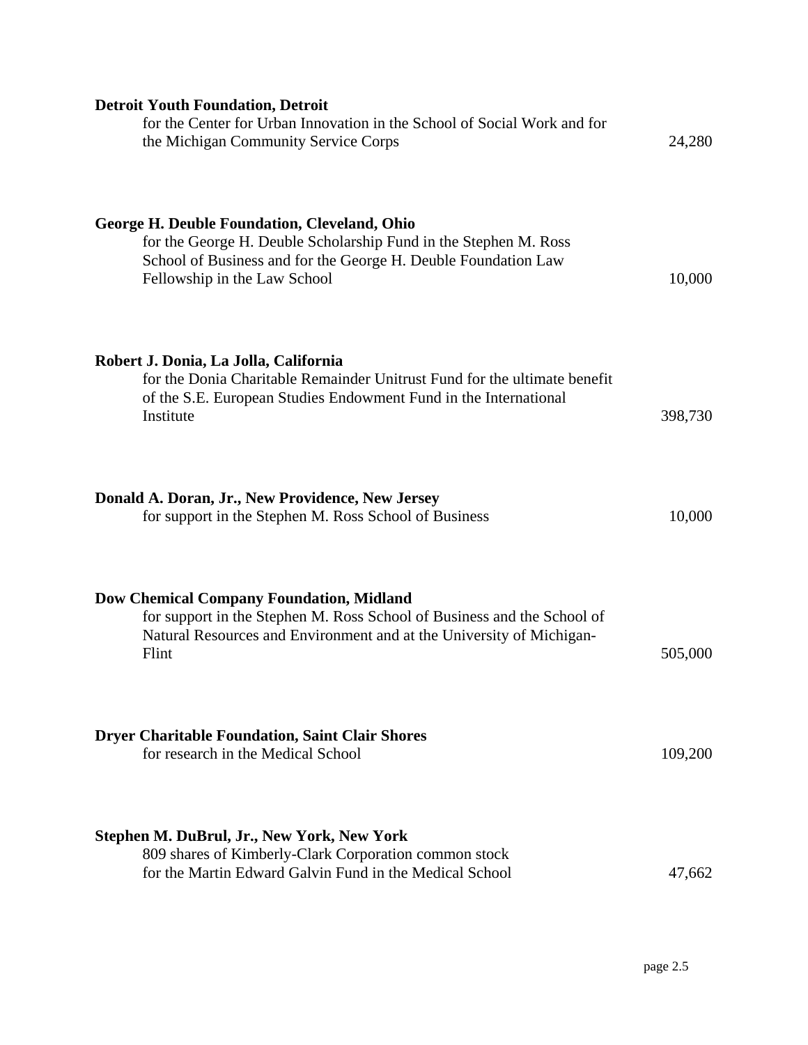**Detroit Youth Foundation, Detroit**
for the Center for Urban Innovation in the School of Social Work and for the Michigan Community Service Corps 24,280

**George H. Deuble Foundation, Cleveland, Ohio**
for the George H. Deuble Scholarship Fund in the Stephen M. Ross School of Business and for the George H. Deuble Foundation Law Fellowship in the Law School 10,000

**Robert J. Donia, La Jolla, California**
for the Donia Charitable Remainder Unitrust Fund for the ultimate benefit of the S.E. European Studies Endowment Fund in the International Institute 398,730

**Donald A. Doran, Jr., New Providence, New Jersey**
for support in the Stephen M. Ross School of Business 10,000

**Dow Chemical Company Foundation, Midland**
for support in the Stephen M. Ross School of Business and the School of Natural Resources and Environment and at the University of Michigan-Flint 505,000

**Dryer Charitable Foundation, Saint Clair Shores**
for research in the Medical School 109,200

**Stephen M. DuBrul, Jr., New York, New York**
809 shares of Kimberly-Clark Corporation common stock for the Martin Edward Galvin Fund in the Medical School 47,662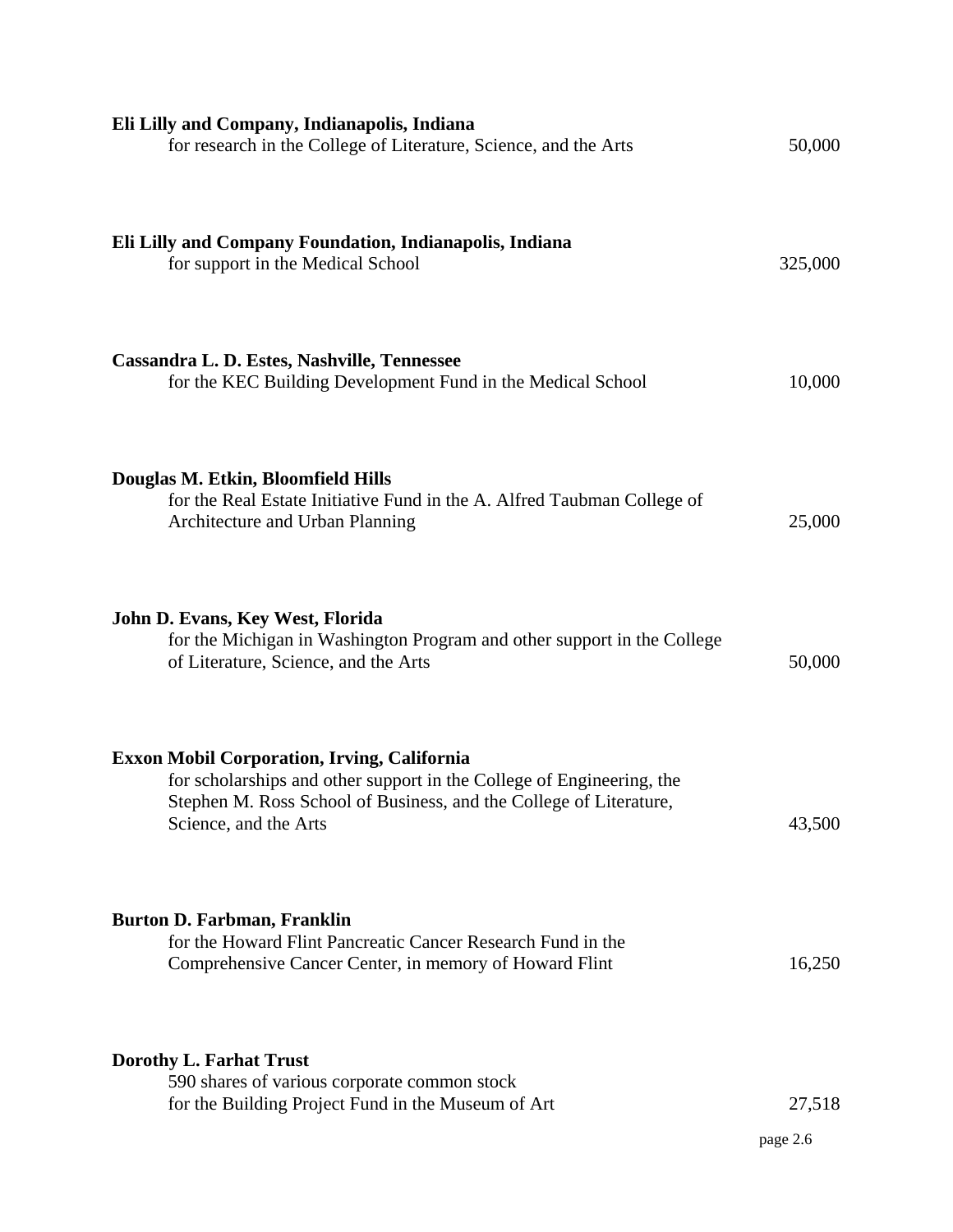**Eli Lilly and Company, Indianapolis, Indiana**
for research in the College of Literature, Science, and the Arts 50,000

**Eli Lilly and Company Foundation, Indianapolis, Indiana**
for support in the Medical School 325,000

**Cassandra L. D. Estes, Nashville, Tennessee**
for the KEC Building Development Fund in the Medical School 10,000

**Douglas M. Etkin, Bloomfield Hills**
for the Real Estate Initiative Fund in the A. Alfred Taubman College of Architecture and Urban Planning 25,000

**John D. Evans, Key West, Florida**
for the Michigan in Washington Program and other support in the College of Literature, Science, and the Arts 50,000

**Exxon Mobil Corporation, Irving, California**
for scholarships and other support in the College of Engineering, the Stephen M. Ross School of Business, and the College of Literature, Science, and the Arts 43,500

**Burton D. Farbman, Franklin**
for the Howard Flint Pancreatic Cancer Research Fund in the Comprehensive Cancer Center, in memory of Howard Flint 16,250

**Dorothy L. Farhat Trust**
590 shares of various corporate common stock
for the Building Project Fund in the Museum of Art 27,518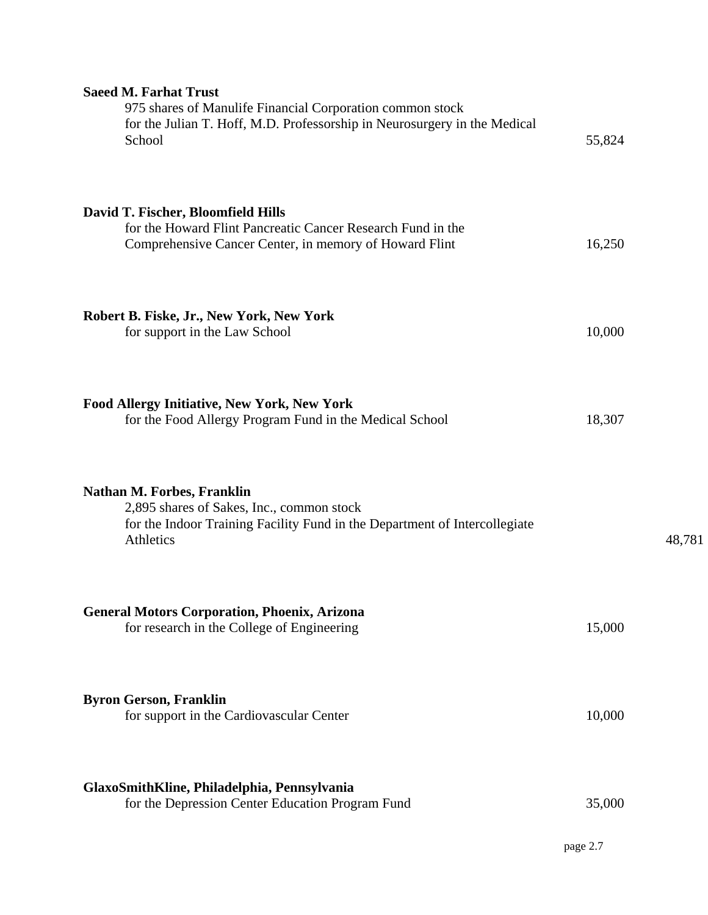**Saeed M. Farhat Trust**
975 shares of Manulife Financial Corporation common stock
for the Julian T. Hoff, M.D. Professorship in Neurosurgery in the Medical School 55,824

**David T. Fischer, Bloomfield Hills**
for the Howard Flint Pancreatic Cancer Research Fund in the Comprehensive Cancer Center, in memory of Howard Flint 16,250

**Robert B. Fiske, Jr., New York, New York**
for support in the Law School 10,000

**Food Allergy Initiative, New York, New York**
for the Food Allergy Program Fund in the Medical School 18,307

**Nathan M. Forbes, Franklin**
2,895 shares of Sakes, Inc., common stock
for the Indoor Training Facility Fund in the Department of Intercollegiate Athletics 48,781

**General Motors Corporation, Phoenix, Arizona**
for research in the College of Engineering 15,000

**Byron Gerson, Franklin**
for support in the Cardiovascular Center 10,000

**GlaxoSmithKline, Philadelphia, Pennsylvania**
for the Depression Center Education Program Fund 35,000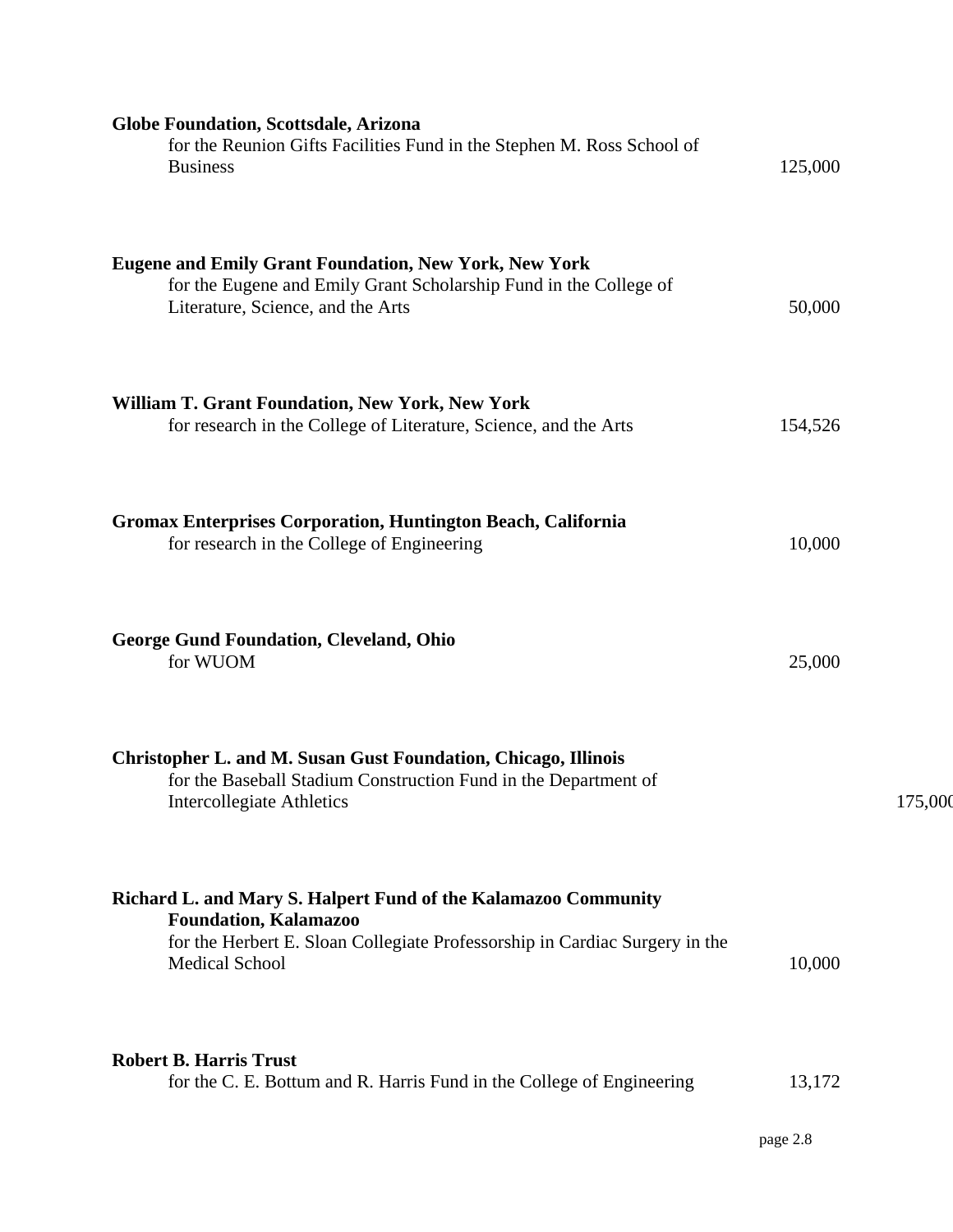**Globe Foundation, Scottsdale, Arizona**
for the Reunion Gifts Facilities Fund in the Stephen M. Ross School of Business — 125,000

**Eugene and Emily Grant Foundation, New York, New York**
for the Eugene and Emily Grant Scholarship Fund in the College of Literature, Science, and the Arts — 50,000

**William T. Grant Foundation, New York, New York**
for research in the College of Literature, Science, and the Arts — 154,526

**Gromax Enterprises Corporation, Huntington Beach, California**
for research in the College of Engineering — 10,000

**George Gund Foundation, Cleveland, Ohio**
for WUOM — 25,000

**Christopher L. and M. Susan Gust Foundation, Chicago, Illinois**
for the Baseball Stadium Construction Fund in the Department of Intercollegiate Athletics — 175,000

**Richard L. and Mary S. Halpert Fund of the Kalamazoo Community Foundation, Kalamazoo**
for the Herbert E. Sloan Collegiate Professorship in Cardiac Surgery in the Medical School — 10,000

**Robert B. Harris Trust**
for the C. E. Bottum and R. Harris Fund in the College of Engineering — 13,172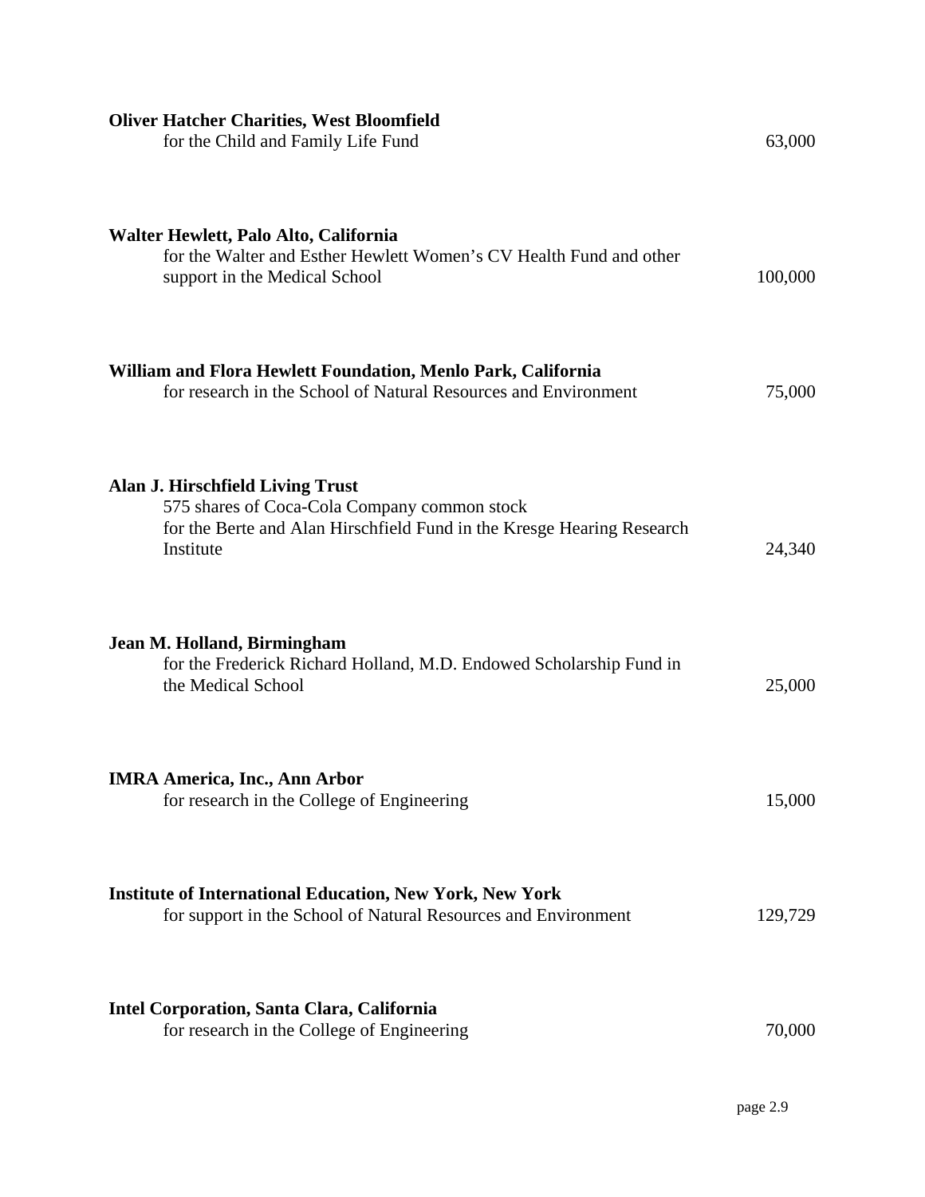**Oliver Hatcher Charities, West Bloomfield**
for the Child and Family Life Fund 63,000

**Walter Hewlett, Palo Alto, California**
for the Walter and Esther Hewlett Women's CV Health Fund and other support in the Medical School 100,000

**William and Flora Hewlett Foundation, Menlo Park, California**
for research in the School of Natural Resources and Environment 75,000

**Alan J. Hirschfield Living Trust**
575 shares of Coca-Cola Company common stock
for the Berte and Alan Hirschfield Fund in the Kresge Hearing Research Institute 24,340

**Jean M. Holland, Birmingham**
for the Frederick Richard Holland, M.D. Endowed Scholarship Fund in the Medical School 25,000

**IMRA America, Inc., Ann Arbor**
for research in the College of Engineering 15,000

**Institute of International Education, New York, New York**
for support in the School of Natural Resources and Environment 129,729

**Intel Corporation, Santa Clara, California**
for research in the College of Engineering 70,000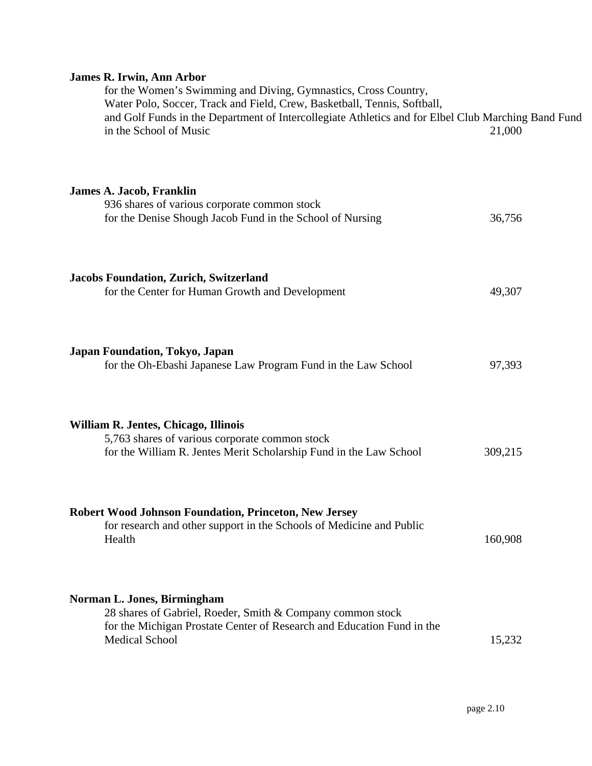**James R. Irwin, Ann Arbor**
for the Women's Swimming and Diving, Gymnastics, Cross Country, Water Polo, Soccer, Track and Field, Crew, Basketball, Tennis, Softball, and Golf Funds in the Department of Intercollegiate Athletics and for Elbel Club Marching Band Fund in the School of Music — 21,000

**James A. Jacob, Franklin**
936 shares of various corporate common stock
for the Denise Shough Jacob Fund in the School of Nursing — 36,756

**Jacobs Foundation, Zurich, Switzerland**
for the Center for Human Growth and Development — 49,307

**Japan Foundation, Tokyo, Japan**
for the Oh-Ebashi Japanese Law Program Fund in the Law School — 97,393

**William R. Jentes, Chicago, Illinois**
5,763 shares of various corporate common stock
for the William R. Jentes Merit Scholarship Fund in the Law School — 309,215

**Robert Wood Johnson Foundation, Princeton, New Jersey**
for research and other support in the Schools of Medicine and Public Health — 160,908

**Norman L. Jones, Birmingham**
28 shares of Gabriel, Roeder, Smith & Company common stock
for the Michigan Prostate Center of Research and Education Fund in the Medical School — 15,232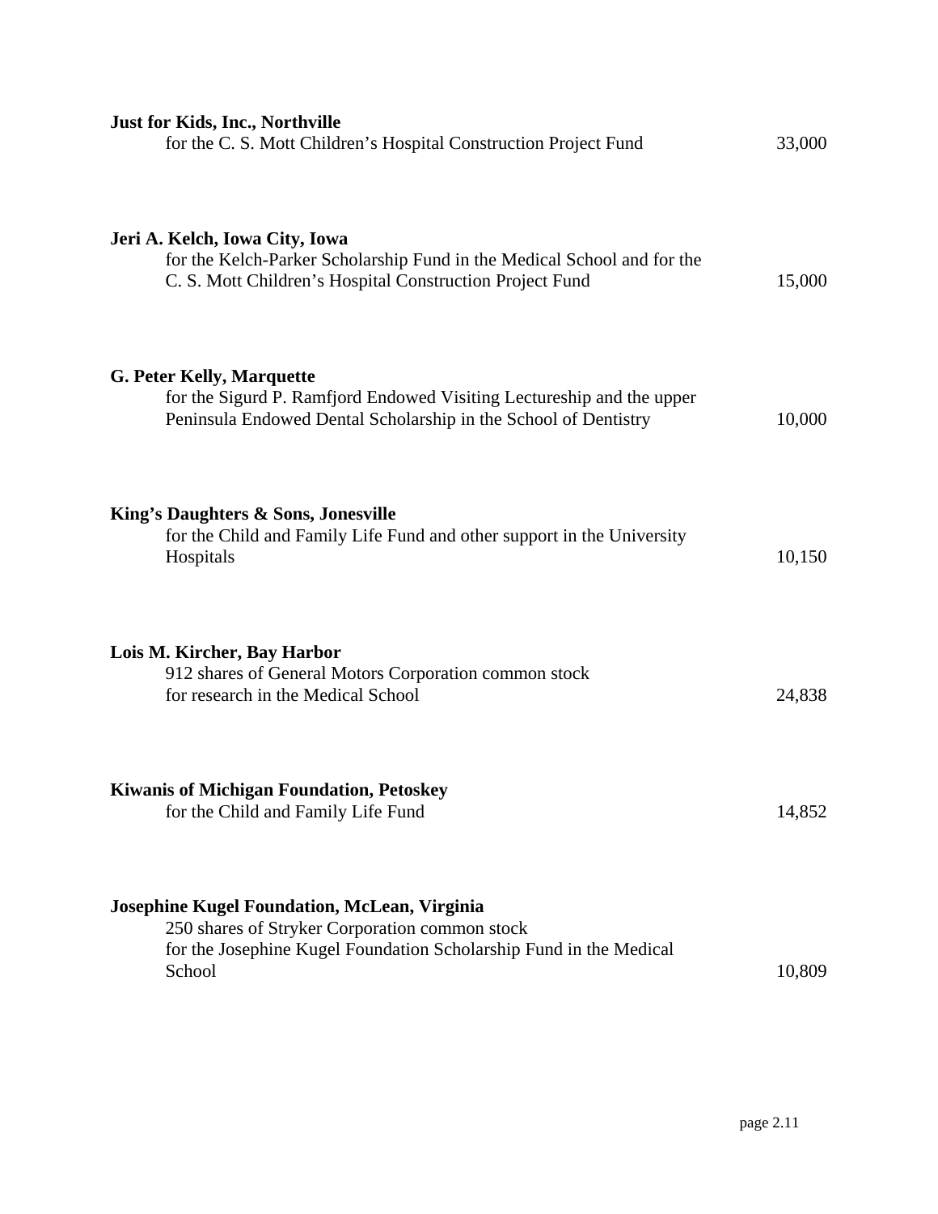**Just for Kids, Inc., Northville**
for the C. S. Mott Children's Hospital Construction Project Fund 33,000

**Jeri A. Kelch, Iowa City, Iowa**
for the Kelch-Parker Scholarship Fund in the Medical School and for the C. S. Mott Children's Hospital Construction Project Fund 15,000

**G. Peter Kelly, Marquette**
for the Sigurd P. Ramfjord Endowed Visiting Lectureship and the upper Peninsula Endowed Dental Scholarship in the School of Dentistry 10,000

**King's Daughters & Sons, Jonesville**
for the Child and Family Life Fund and other support in the University Hospitals 10,150

**Lois M. Kircher, Bay Harbor**
912 shares of General Motors Corporation common stock
for research in the Medical School 24,838

**Kiwanis of Michigan Foundation, Petoskey**
for the Child and Family Life Fund 14,852

**Josephine Kugel Foundation, McLean, Virginia**
250 shares of Stryker Corporation common stock
for the Josephine Kugel Foundation Scholarship Fund in the Medical School 10,809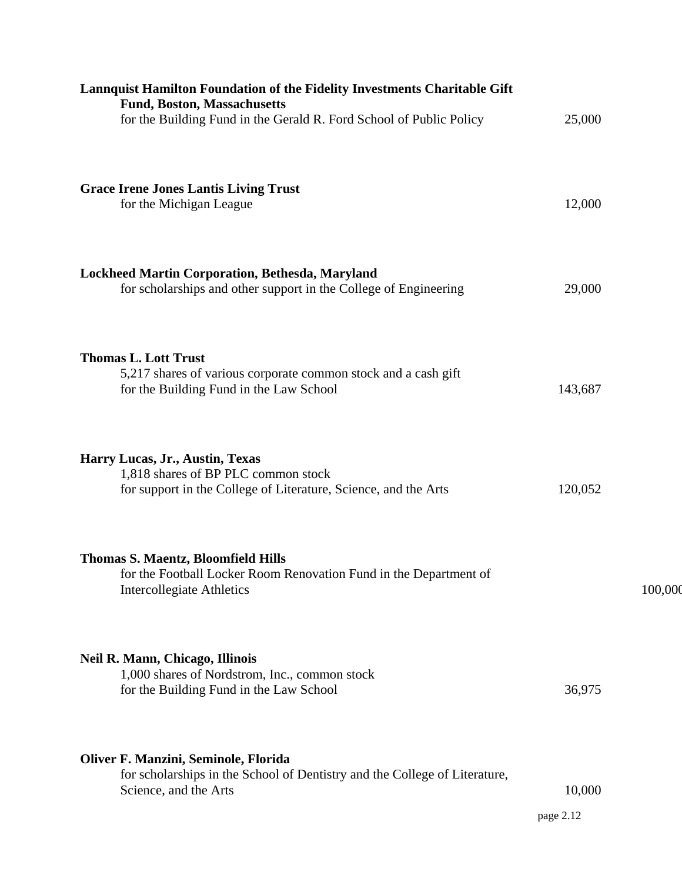**Lannquist Hamilton Foundation of the Fidelity Investments Charitable Gift Fund, Boston, Massachusetts**
for the Building Fund in the Gerald R. Ford School of Public Policy 25,000

**Grace Irene Jones Lantis Living Trust**
for the Michigan League 12,000

**Lockheed Martin Corporation, Bethesda, Maryland**
for scholarships and other support in the College of Engineering 29,000

**Thomas L. Lott Trust**
5,217 shares of various corporate common stock and a cash gift
for the Building Fund in the Law School 143,687

**Harry Lucas, Jr., Austin, Texas**
1,818 shares of BP PLC common stock
for support in the College of Literature, Science, and the Arts 120,052

**Thomas S. Maentz, Bloomfield Hills**
for the Football Locker Room Renovation Fund in the Department of Intercollegiate Athletics 100,000

**Neil R. Mann, Chicago, Illinois**
1,000 shares of Nordstrom, Inc., common stock
for the Building Fund in the Law School 36,975

**Oliver F. Manzini, Seminole, Florida**
for scholarships in the School of Dentistry and the College of Literature, Science, and the Arts 10,000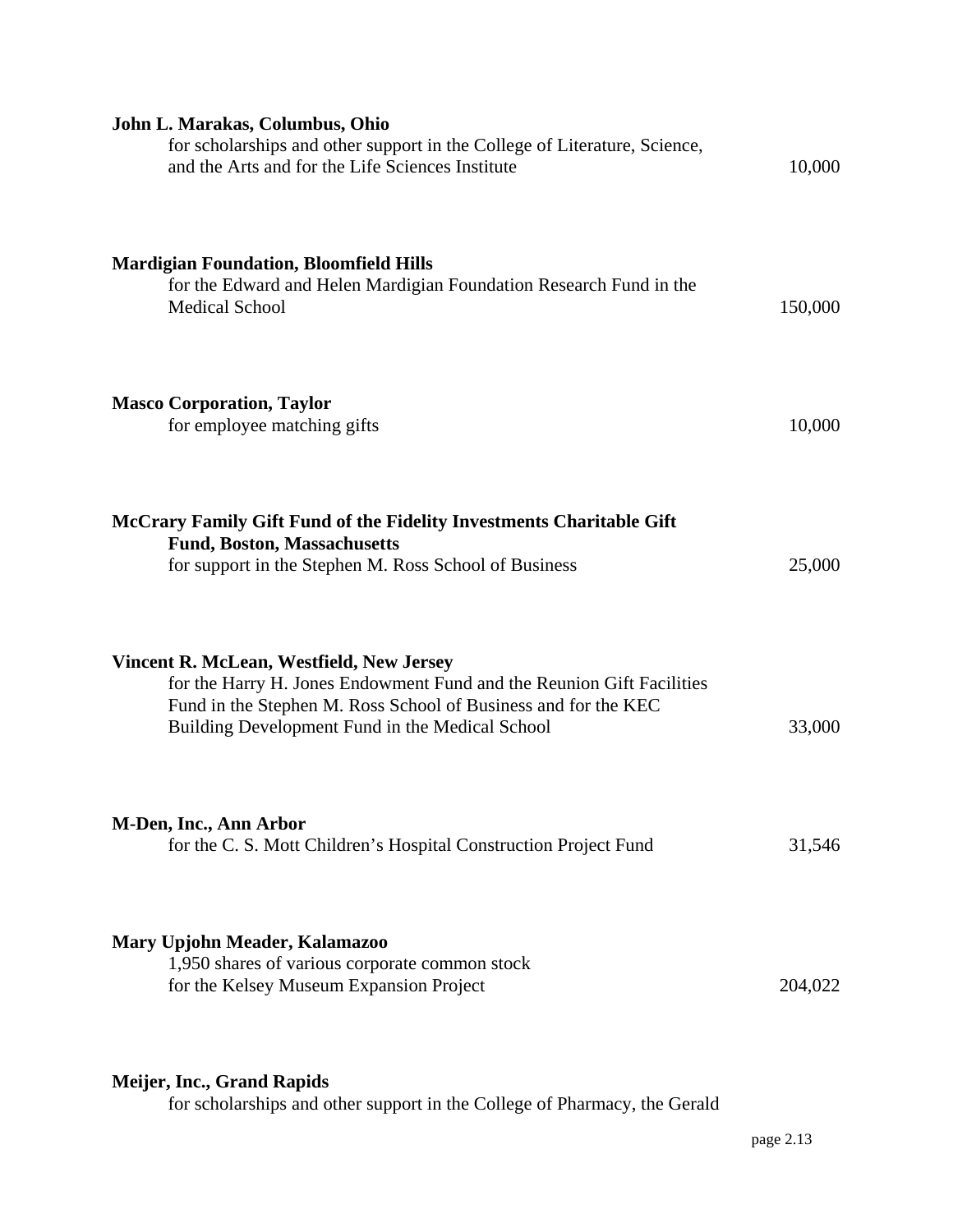**John L. Marakas, Columbus, Ohio**
for scholarships and other support in the College of Literature, Science, and the Arts and for the Life Sciences Institute — 10,000

**Mardigian Foundation, Bloomfield Hills**
for the Edward and Helen Mardigian Foundation Research Fund in the Medical School — 150,000

**Masco Corporation, Taylor**
for employee matching gifts — 10,000

**McCrary Family Gift Fund of the Fidelity Investments Charitable Gift Fund, Boston, Massachusetts**
for support in the Stephen M. Ross School of Business — 25,000

**Vincent R. McLean, Westfield, New Jersey**
for the Harry H. Jones Endowment Fund and the Reunion Gift Facilities Fund in the Stephen M. Ross School of Business and for the KEC Building Development Fund in the Medical School — 33,000

**M-Den, Inc., Ann Arbor**
for the C. S. Mott Children's Hospital Construction Project Fund — 31,546

**Mary Upjohn Meader, Kalamazoo**
1,950 shares of various corporate common stock
for the Kelsey Museum Expansion Project — 204,022

**Meijer, Inc., Grand Rapids**
for scholarships and other support in the College of Pharmacy, the Gerald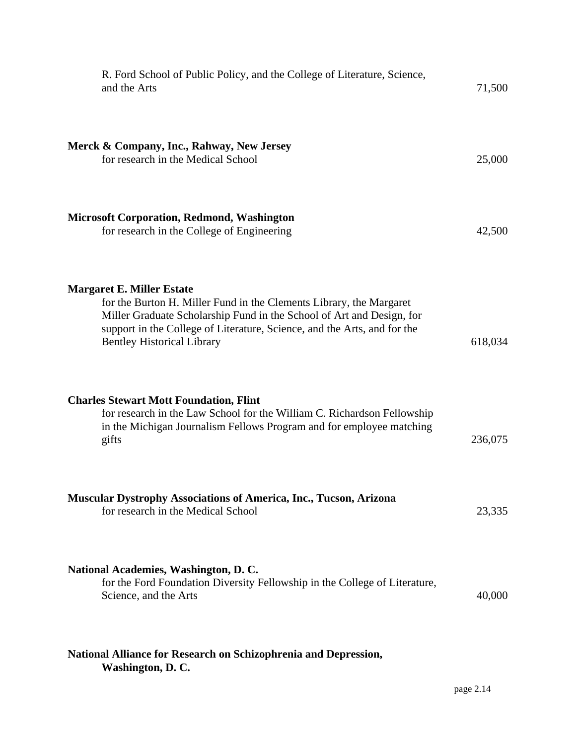R. Ford School of Public Policy, and the College of Literature, Science, and the Arts — 71,500

**Merck & Company, Inc., Rahway, New Jersey**
for research in the Medical School — 25,000

**Microsoft Corporation, Redmond, Washington**
for research in the College of Engineering — 42,500

**Margaret E. Miller Estate**
for the Burton H. Miller Fund in the Clements Library, the Margaret Miller Graduate Scholarship Fund in the School of Art and Design, for support in the College of Literature, Science, and the Arts, and for the Bentley Historical Library — 618,034

**Charles Stewart Mott Foundation, Flint**
for research in the Law School for the William C. Richardson Fellowship in the Michigan Journalism Fellows Program and for employee matching gifts — 236,075

**Muscular Dystrophy Associations of America, Inc., Tucson, Arizona**
for research in the Medical School — 23,335

**National Academies, Washington, D. C.**
for the Ford Foundation Diversity Fellowship in the College of Literature, Science, and the Arts — 40,000

**National Alliance for Research on Schizophrenia and Depression, Washington, D. C.**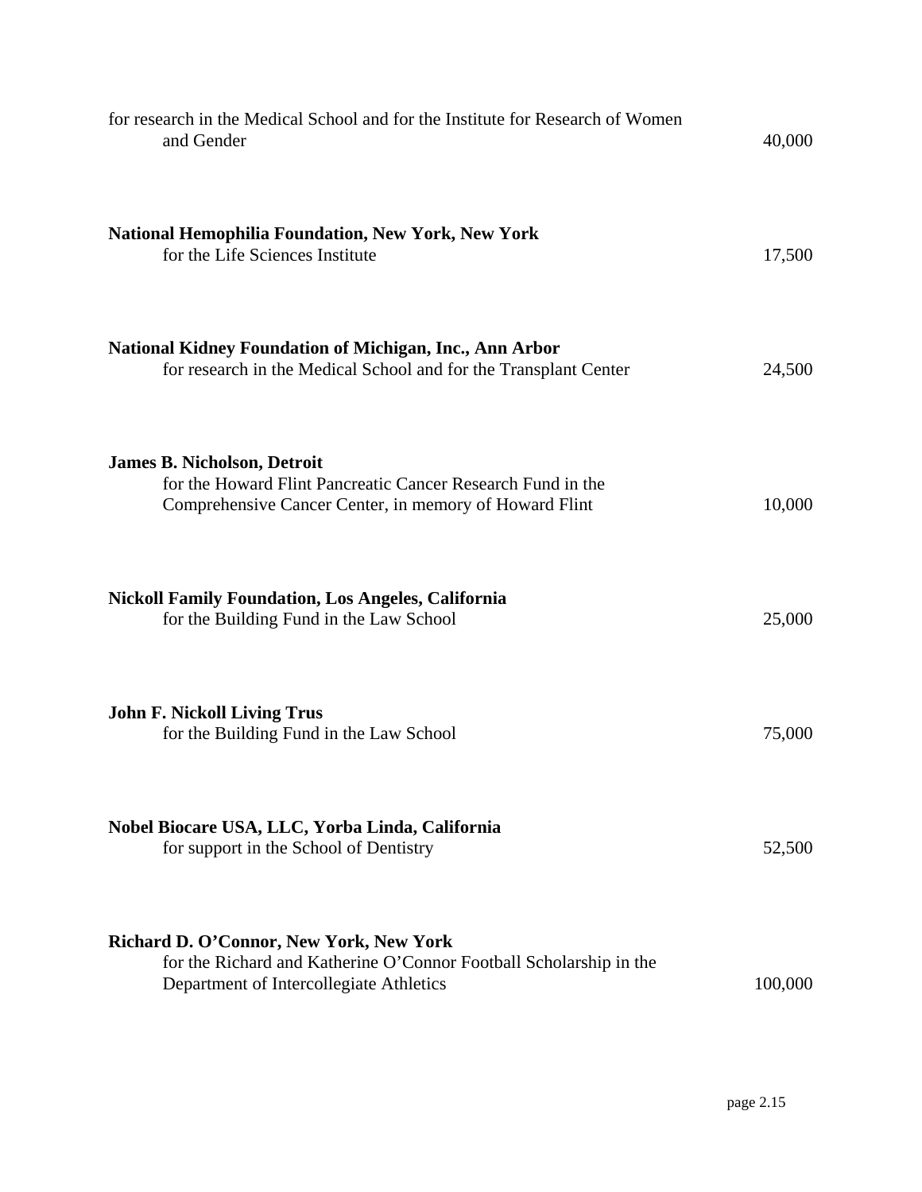for research in the Medical School and for the Institute for Research of Women and Gender 40,000

**National Hemophilia Foundation, New York, New York**
for the Life Sciences Institute 17,500

**National Kidney Foundation of Michigan, Inc., Ann Arbor**
for research in the Medical School and for the Transplant Center 24,500

**James B. Nicholson, Detroit**
for the Howard Flint Pancreatic Cancer Research Fund in the Comprehensive Cancer Center, in memory of Howard Flint 10,000

**Nickoll Family Foundation, Los Angeles, California**
for the Building Fund in the Law School 25,000

**John F. Nickoll Living Trus**
for the Building Fund in the Law School 75,000

**Nobel Biocare USA, LLC, Yorba Linda, California**
for support in the School of Dentistry 52,500

**Richard D. O'Connor, New York, New York**
for the Richard and Katherine O'Connor Football Scholarship in the Department of Intercollegiate Athletics 100,000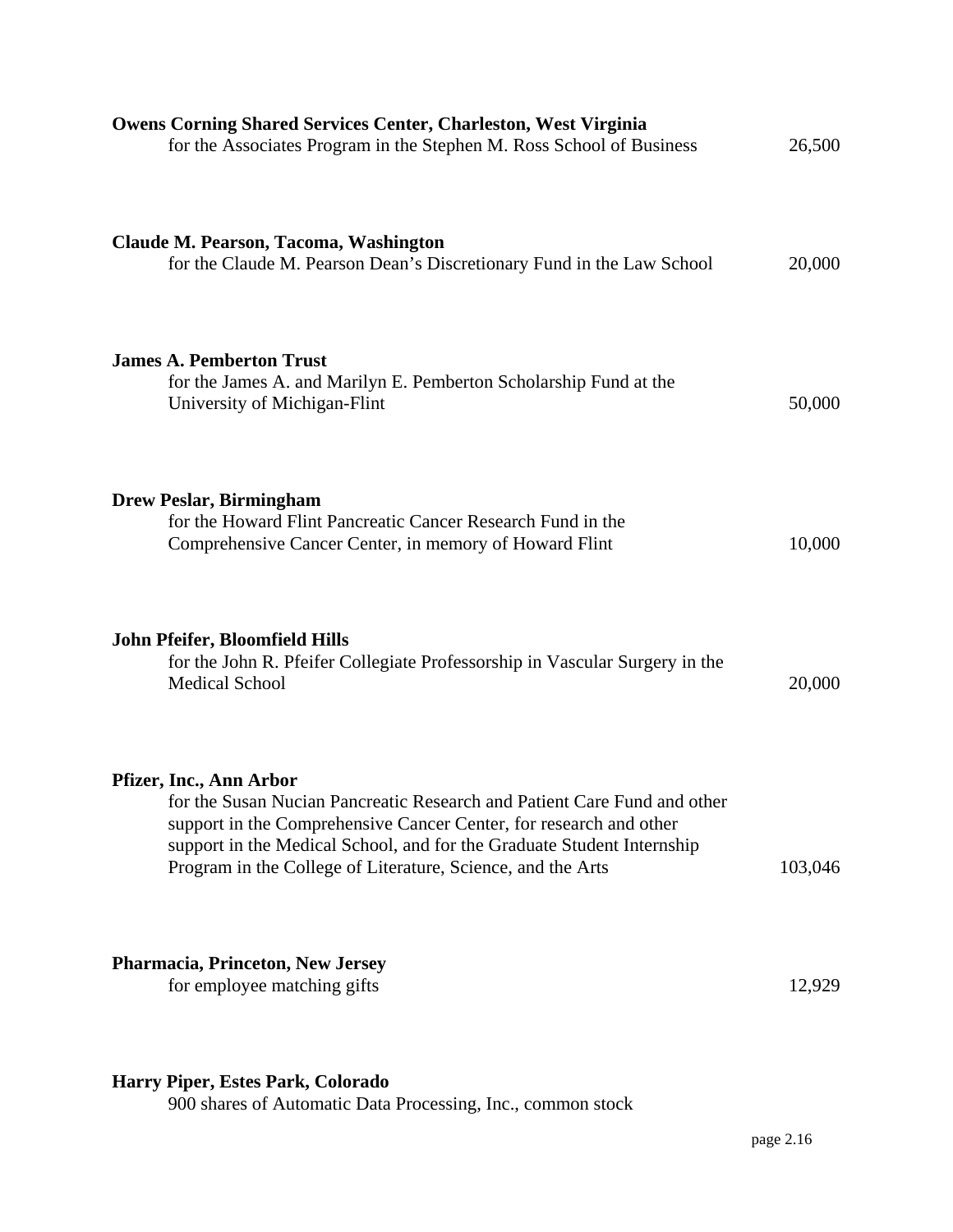**Owens Corning Shared Services Center, Charleston, West Virginia**
for the Associates Program in the Stephen M. Ross School of Business 26,500

**Claude M. Pearson, Tacoma, Washington**
for the Claude M. Pearson Dean's Discretionary Fund in the Law School 20,000

**James A. Pemberton Trust**
for the James A. and Marilyn E. Pemberton Scholarship Fund at the University of Michigan-Flint 50,000

**Drew Peslar, Birmingham**
for the Howard Flint Pancreatic Cancer Research Fund in the Comprehensive Cancer Center, in memory of Howard Flint 10,000

**John Pfeifer, Bloomfield Hills**
for the John R. Pfeifer Collegiate Professorship in Vascular Surgery in the Medical School 20,000

**Pfizer, Inc., Ann Arbor**
for the Susan Nucian Pancreatic Research and Patient Care Fund and other support in the Comprehensive Cancer Center, for research and other support in the Medical School, and for the Graduate Student Internship Program in the College of Literature, Science, and the Arts 103,046

**Pharmacia, Princeton, New Jersey**
for employee matching gifts 12,929

**Harry Piper, Estes Park, Colorado**
900 shares of Automatic Data Processing, Inc., common stock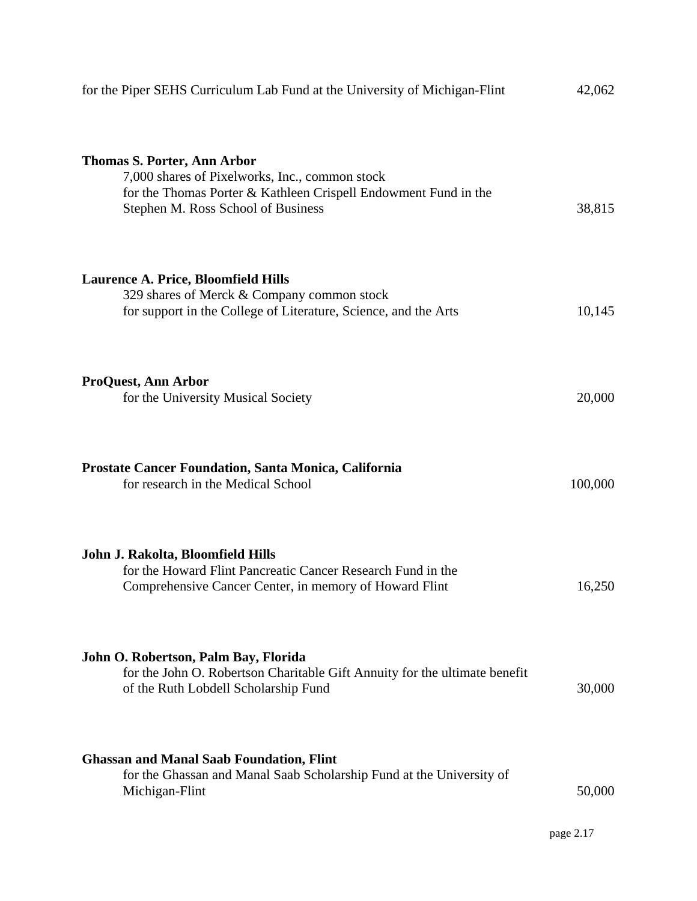for the Piper SEHS Curriculum Lab Fund at the University of Michigan-Flint 42,062

**Thomas S. Porter, Ann Arbor**
7,000 shares of Pixelworks, Inc., common stock
for the Thomas Porter & Kathleen Crispell Endowment Fund in the Stephen M. Ross School of Business 38,815

**Laurence A. Price, Bloomfield Hills**
329 shares of Merck & Company common stock
for support in the College of Literature, Science, and the Arts 10,145

**ProQuest, Ann Arbor**
for the University Musical Society 20,000

**Prostate Cancer Foundation, Santa Monica, California**
for research in the Medical School 100,000

**John J. Rakolta, Bloomfield Hills**
for the Howard Flint Pancreatic Cancer Research Fund in the Comprehensive Cancer Center, in memory of Howard Flint 16,250

**John O. Robertson, Palm Bay, Florida**
for the John O. Robertson Charitable Gift Annuity for the ultimate benefit of the Ruth Lobdell Scholarship Fund 30,000

**Ghassan and Manal Saab Foundation, Flint**
for the Ghassan and Manal Saab Scholarship Fund at the University of Michigan-Flint 50,000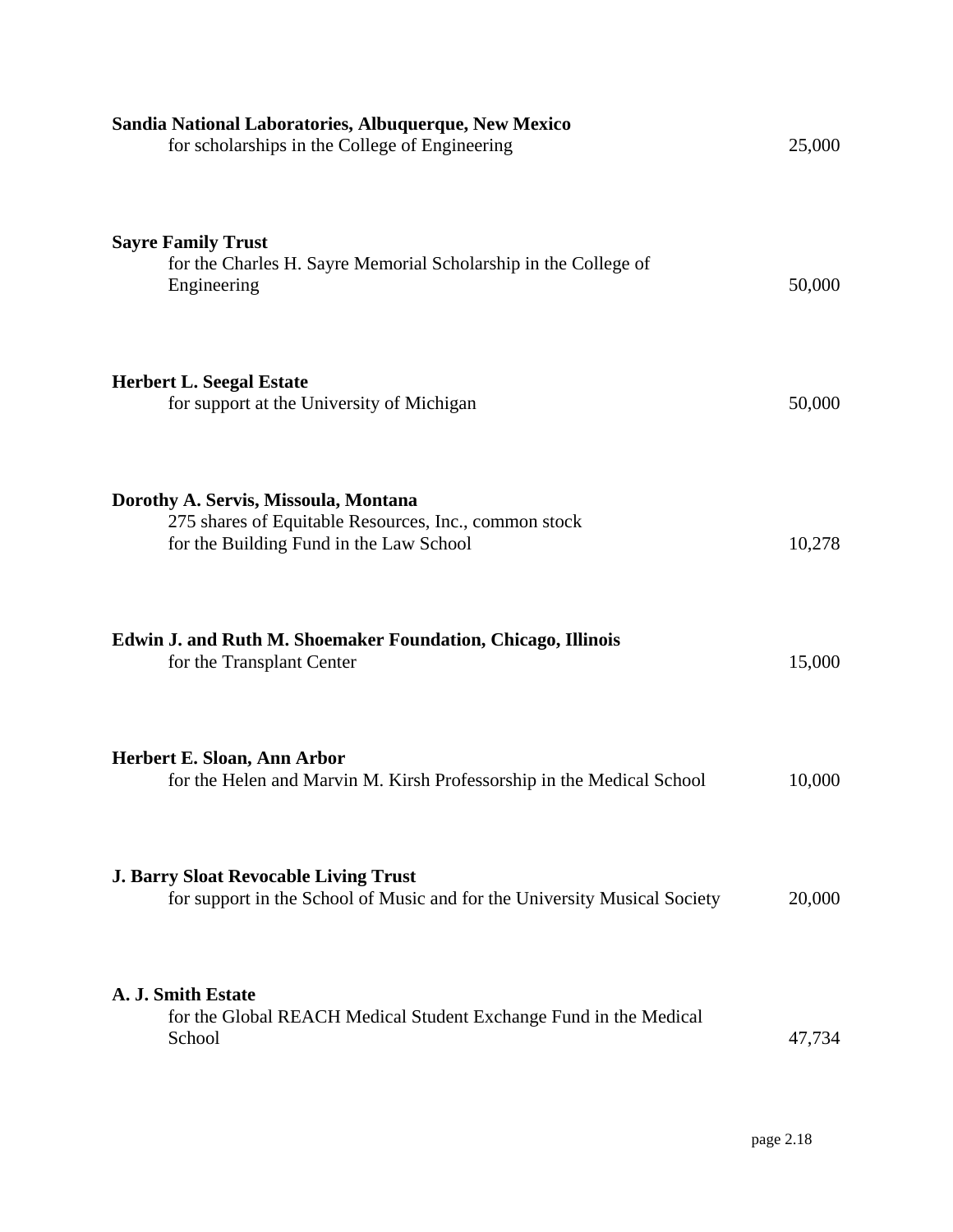**Sandia National Laboratories, Albuquerque, New Mexico**
for scholarships in the College of Engineering 25,000

**Sayre Family Trust**
for the Charles H. Sayre Memorial Scholarship in the College of Engineering 50,000

**Herbert L. Seegal Estate**
for support at the University of Michigan 50,000

**Dorothy A. Servis, Missoula, Montana**
275 shares of Equitable Resources, Inc., common stock
for the Building Fund in the Law School 10,278

**Edwin J. and Ruth M. Shoemaker Foundation, Chicago, Illinois**
for the Transplant Center 15,000

**Herbert E. Sloan, Ann Arbor**
for the Helen and Marvin M. Kirsh Professorship in the Medical School 10,000

**J. Barry Sloat Revocable Living Trust**
for support in the School of Music and for the University Musical Society 20,000

**A. J. Smith Estate**
for the Global REACH Medical Student Exchange Fund in the Medical School 47,734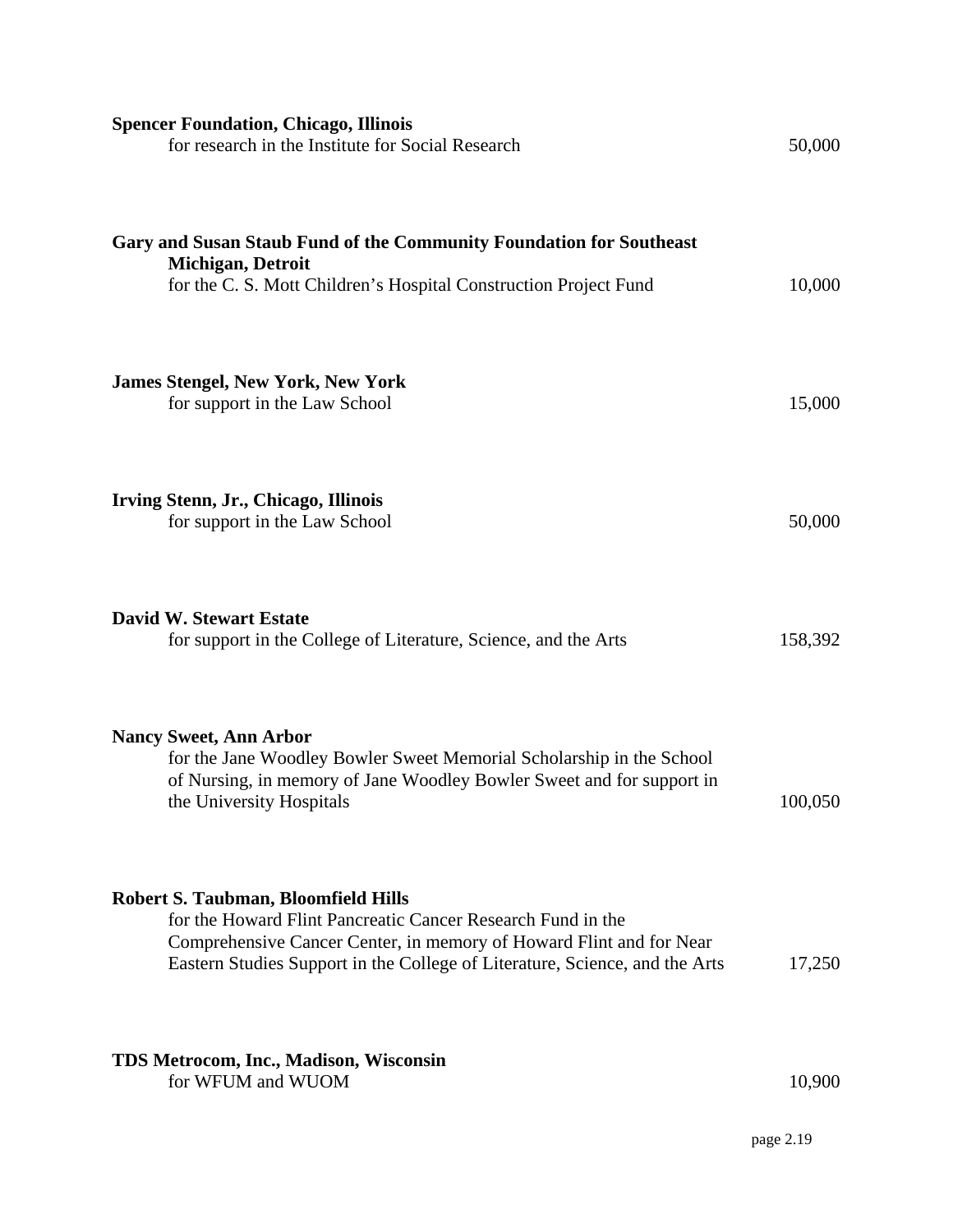**Spencer Foundation, Chicago, Illinois**
for research in the Institute for Social Research 50,000

**Gary and Susan Staub Fund of the Community Foundation for Southeast Michigan, Detroit**
for the C. S. Mott Children's Hospital Construction Project Fund 10,000

**James Stengel, New York, New York**
for support in the Law School 15,000

**Irving Stenn, Jr., Chicago, Illinois**
for support in the Law School 50,000

**David W. Stewart Estate**
for support in the College of Literature, Science, and the Arts 158,392

**Nancy Sweet, Ann Arbor**
for the Jane Woodley Bowler Sweet Memorial Scholarship in the School of Nursing, in memory of Jane Woodley Bowler Sweet and for support in the University Hospitals 100,050

**Robert S. Taubman, Bloomfield Hills**
for the Howard Flint Pancreatic Cancer Research Fund in the Comprehensive Cancer Center, in memory of Howard Flint and for Near Eastern Studies Support in the College of Literature, Science, and the Arts 17,250

**TDS Metrocom, Inc., Madison, Wisconsin**
for WFUM and WUOM 10,900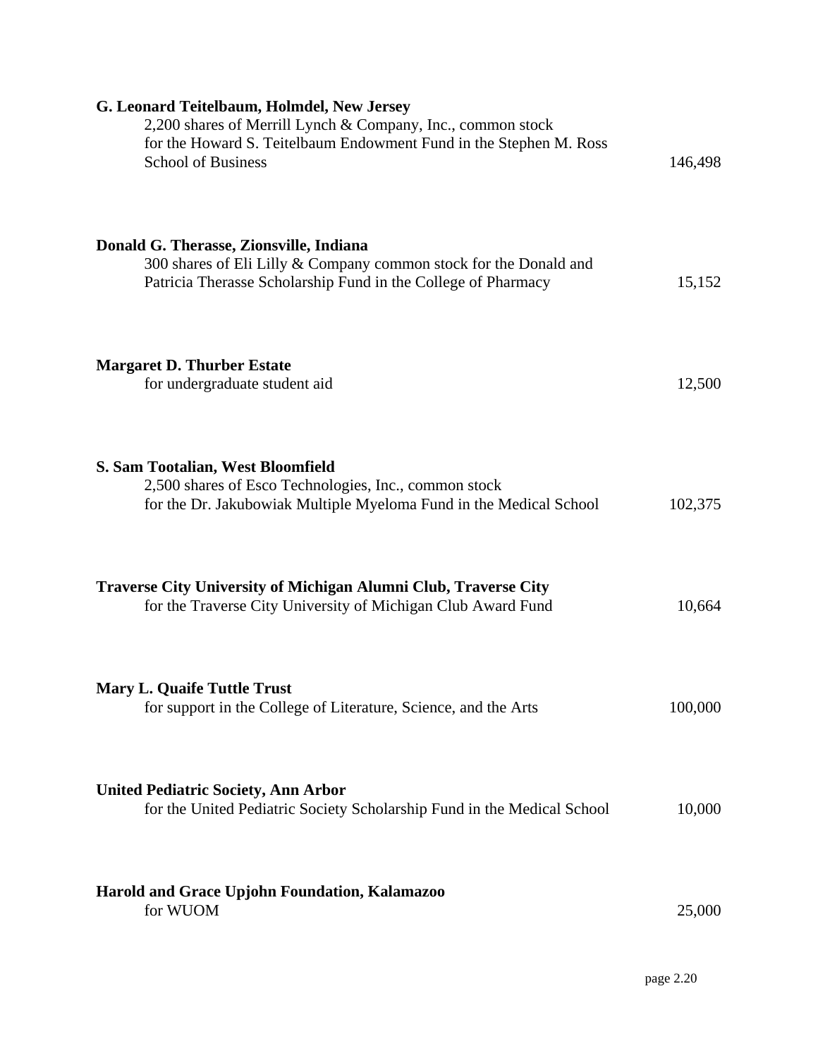**G. Leonard Teitelbaum, Holmdel, New Jersey**
2,200 shares of Merrill Lynch & Company, Inc., common stock for the Howard S. Teitelbaum Endowment Fund in the Stephen M. Ross School of Business — 146,498

**Donald G. Therasse, Zionsville, Indiana**
300 shares of Eli Lilly & Company common stock for the Donald and Patricia Therasse Scholarship Fund in the College of Pharmacy — 15,152

**Margaret D. Thurber Estate**
for undergraduate student aid — 12,500

**S. Sam Tootalian, West Bloomfield**
2,500 shares of Esco Technologies, Inc., common stock for the Dr. Jakubowiak Multiple Myeloma Fund in the Medical School — 102,375

**Traverse City University of Michigan Alumni Club, Traverse City**
for the Traverse City University of Michigan Club Award Fund — 10,664

**Mary L. Quaife Tuttle Trust**
for support in the College of Literature, Science, and the Arts — 100,000

**United Pediatric Society, Ann Arbor**
for the United Pediatric Society Scholarship Fund in the Medical School — 10,000

**Harold and Grace Upjohn Foundation, Kalamazoo**
for WUOM — 25,000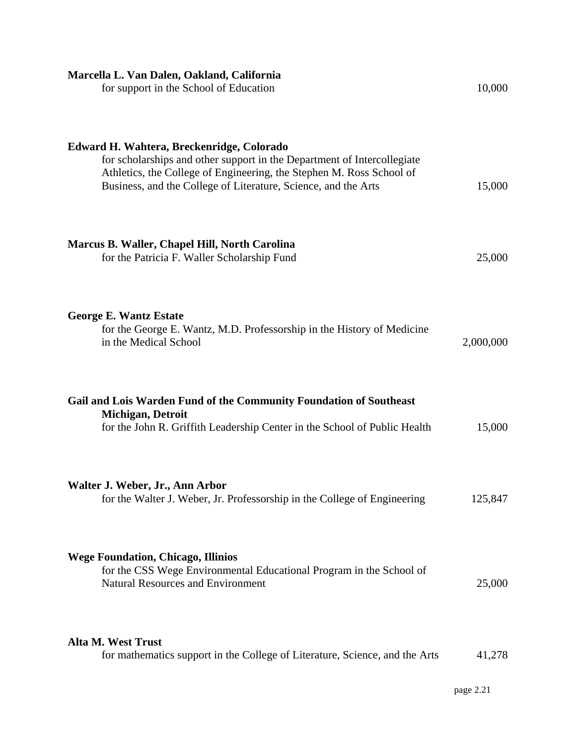**Marcella L. Van Dalen, Oakland, California**
for support in the School of Education — 10,000

**Edward H. Wahtera, Breckenridge, Colorado**
for scholarships and other support in the Department of Intercollegiate Athletics, the College of Engineering, the Stephen M. Ross School of Business, and the College of Literature, Science, and the Arts — 15,000

**Marcus B. Waller, Chapel Hill, North Carolina**
for the Patricia F. Waller Scholarship Fund — 25,000

**George E. Wantz Estate**
for the George E. Wantz, M.D. Professorship in the History of Medicine in the Medical School — 2,000,000

**Gail and Lois Warden Fund of the Community Foundation of Southeast Michigan, Detroit**
for the John R. Griffith Leadership Center in the School of Public Health — 15,000

**Walter J. Weber, Jr., Ann Arbor**
for the Walter J. Weber, Jr. Professorship in the College of Engineering — 125,847

**Wege Foundation, Chicago, Illinios**
for the CSS Wege Environmental Educational Program in the School of Natural Resources and Environment — 25,000

**Alta M. West Trust**
for mathematics support in the College of Literature, Science, and the Arts — 41,278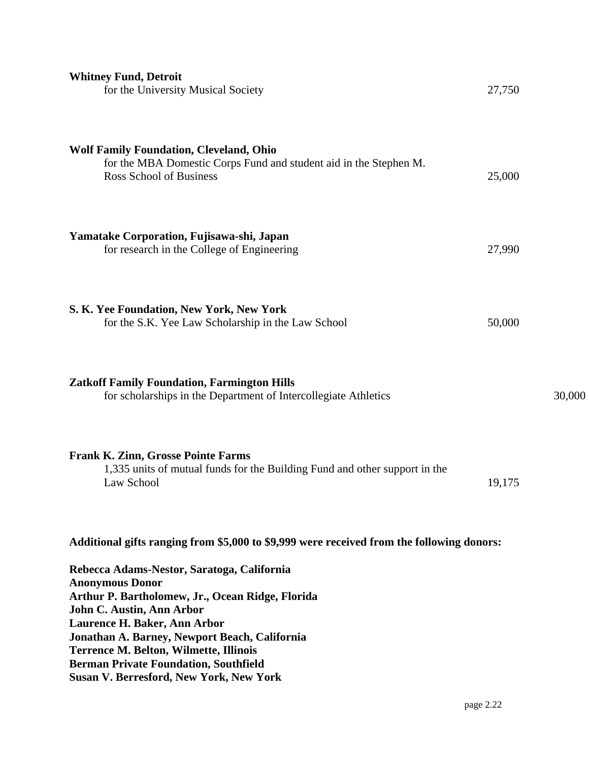**Whitney Fund, Detroit**
for the University Musical Society 27,750

**Wolf Family Foundation, Cleveland, Ohio**
for the MBA Domestic Corps Fund and student aid in the Stephen M. Ross School of Business 25,000

**Yamatake Corporation, Fujisawa-shi, Japan**
for research in the College of Engineering 27,990

**S. K. Yee Foundation, New York, New York**
for the S.K. Yee Law Scholarship in the Law School 50,000

**Zatkoff Family Foundation, Farmington Hills**
for scholarships in the Department of Intercollegiate Athletics 30,000

**Frank K. Zinn, Grosse Pointe Farms**
1,335 units of mutual funds for the Building Fund and other support in the Law School 19,175

**Additional gifts ranging from $5,000 to $9,999 were received from the following donors:**

**Rebecca Adams-Nestor, Saratoga, California**
**Anonymous Donor**
**Arthur P. Bartholomew, Jr., Ocean Ridge, Florida**
**John C. Austin, Ann Arbor**
**Laurence H. Baker, Ann Arbor**
**Jonathan A. Barney, Newport Beach, California**
**Terrence M. Belton, Wilmette, Illinois**
**Berman Private Foundation, Southfield**
**Susan V. Berresford, New York, New York**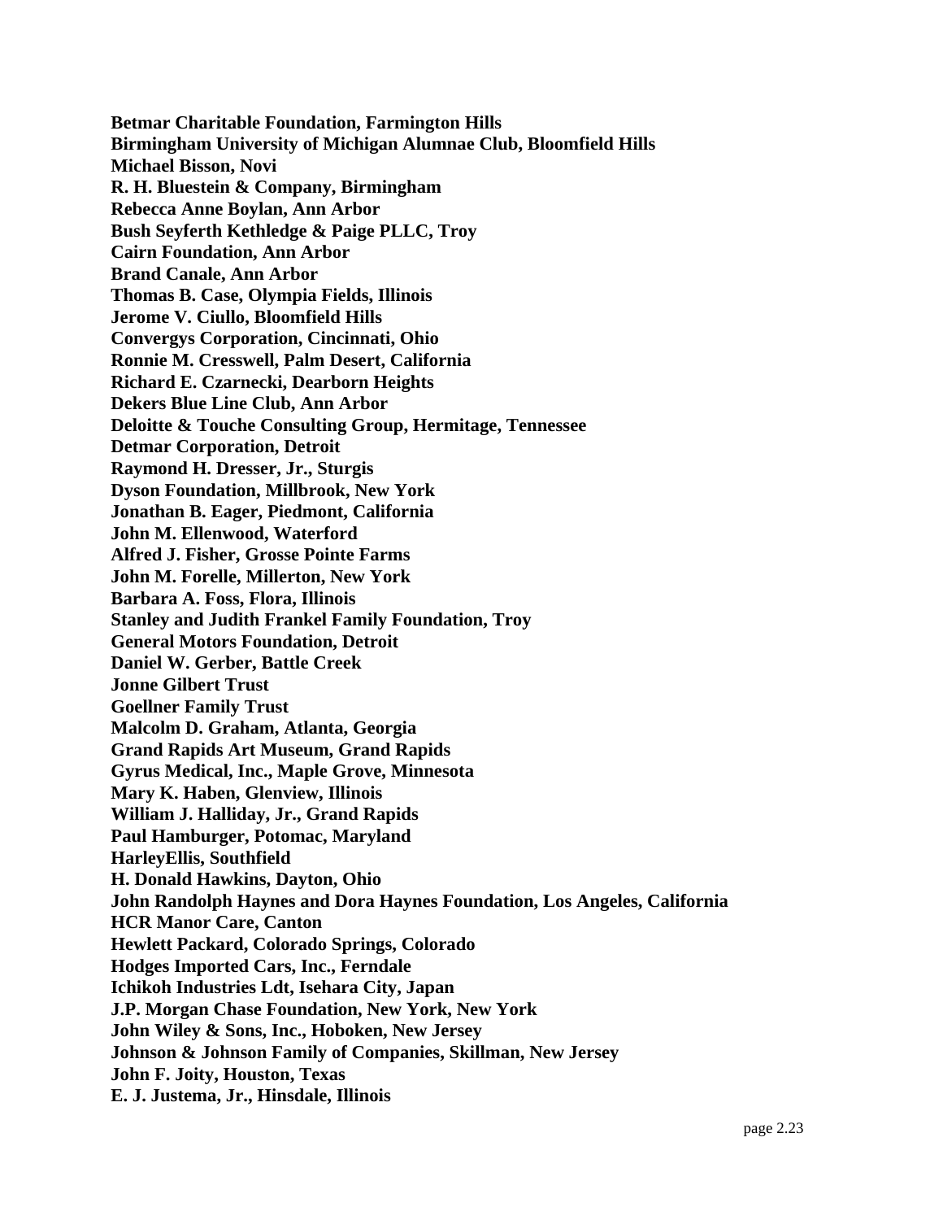**Betmar Charitable Foundation, Farmington Hills**
**Birmingham University of Michigan Alumnae Club, Bloomfield Hills**
**Michael Bisson, Novi**
**R. H. Bluestein & Company, Birmingham**
**Rebecca Anne Boylan, Ann Arbor**
**Bush Seyferth Kethledge & Paige PLLC, Troy**
**Cairn Foundation, Ann Arbor**
**Brand Canale, Ann Arbor**
**Thomas B. Case, Olympia Fields, Illinois**
**Jerome V. Ciullo, Bloomfield Hills**
**Convergys Corporation, Cincinnati, Ohio**
**Ronnie M. Cresswell, Palm Desert, California**
**Richard E. Czarnecki, Dearborn Heights**
**Dekers Blue Line Club, Ann Arbor**
**Deloitte & Touche Consulting Group, Hermitage, Tennessee**
**Detmar Corporation, Detroit**
**Raymond H. Dresser, Jr., Sturgis**
**Dyson Foundation, Millbrook, New York**
**Jonathan B. Eager, Piedmont, California**
**John M. Ellenwood, Waterford**
**Alfred J. Fisher, Grosse Pointe Farms**
**John M. Forelle, Millerton, New York**
**Barbara A. Foss, Flora, Illinois**
**Stanley and Judith Frankel Family Foundation, Troy**
**General Motors Foundation, Detroit**
**Daniel W. Gerber, Battle Creek**
**Jonne Gilbert Trust**
**Goellner Family Trust**
**Malcolm D. Graham, Atlanta, Georgia**
**Grand Rapids Art Museum, Grand Rapids**
**Gyrus Medical, Inc., Maple Grove, Minnesota**
**Mary K. Haben, Glenview, Illinois**
**William J. Halliday, Jr., Grand Rapids**
**Paul Hamburger, Potomac, Maryland**
**HarleyEllis, Southfield**
**H. Donald Hawkins, Dayton, Ohio**
**John Randolph Haynes and Dora Haynes Foundation, Los Angeles, California**
**HCR Manor Care, Canton**
**Hewlett Packard, Colorado Springs, Colorado**
**Hodges Imported Cars, Inc., Ferndale**
**Ichikoh Industries Ldt, Isehara City, Japan**
**J.P. Morgan Chase Foundation, New York, New York**
**John Wiley & Sons, Inc., Hoboken, New Jersey**
**Johnson & Johnson Family of Companies, Skillman, New Jersey**
**John F. Joity, Houston, Texas**
**E. J. Justema, Jr., Hinsdale, Illinois**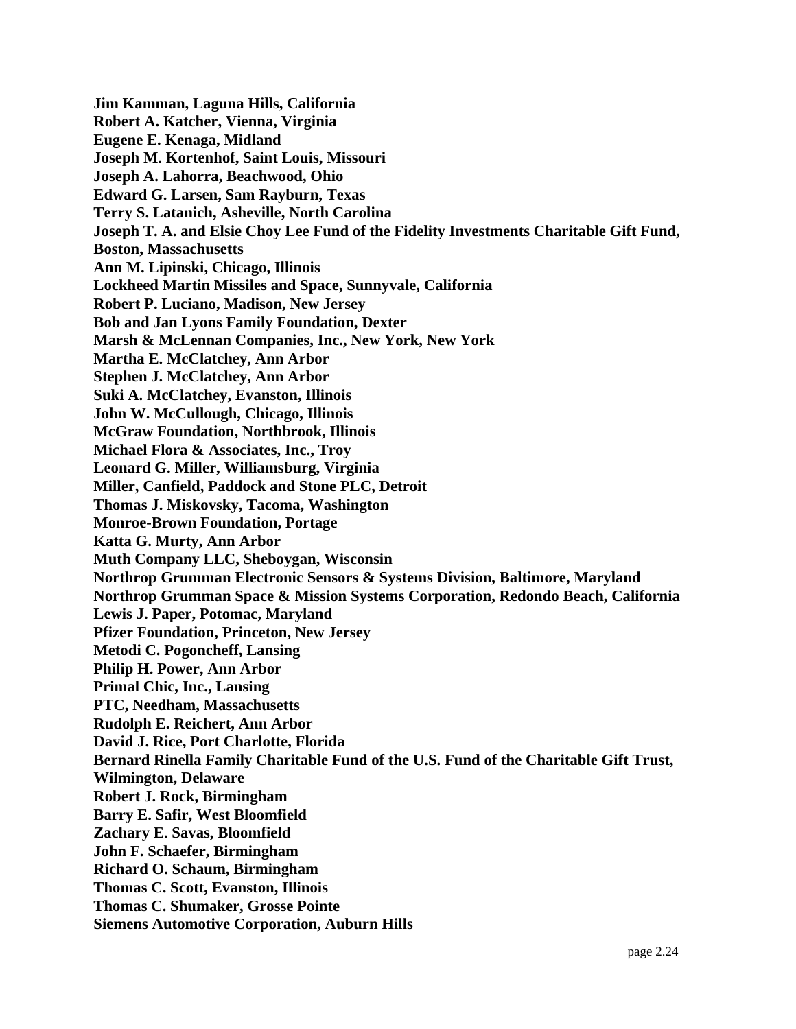**Jim Kamman, Laguna Hills, California**
**Robert A. Katcher, Vienna, Virginia**
**Eugene E. Kenaga, Midland**
**Joseph M. Kortenhof, Saint Louis, Missouri**
**Joseph A. Lahorra, Beachwood, Ohio**
**Edward G. Larsen, Sam Rayburn, Texas**
**Terry S. Latanich, Asheville, North Carolina**
**Joseph T. A. and Elsie Choy Lee Fund of the Fidelity Investments Charitable Gift Fund, Boston, Massachusetts**
**Ann M. Lipinski, Chicago, Illinois**
**Lockheed Martin Missiles and Space, Sunnyvale, California**
**Robert P. Luciano, Madison, New Jersey**
**Bob and Jan Lyons Family Foundation, Dexter**
**Marsh & McLennan Companies, Inc., New York, New York**
**Martha E. McClatchey, Ann Arbor**
**Stephen J. McClatchey, Ann Arbor**
**Suki A. McClatchey, Evanston, Illinois**
**John W. McCullough, Chicago, Illinois**
**McGraw Foundation, Northbrook, Illinois**
**Michael Flora & Associates, Inc., Troy**
**Leonard G. Miller, Williamsburg, Virginia**
**Miller, Canfield, Paddock and Stone PLC, Detroit**
**Thomas J. Miskovsky, Tacoma, Washington**
**Monroe-Brown Foundation, Portage**
**Katta G. Murty, Ann Arbor**
**Muth Company LLC, Sheboygan, Wisconsin**
**Northrop Grumman Electronic Sensors & Systems Division, Baltimore, Maryland**
**Northrop Grumman Space & Mission Systems Corporation, Redondo Beach, California**
**Lewis J. Paper, Potomac, Maryland**
**Pfizer Foundation, Princeton, New Jersey**
**Metodi C. Pogoncheff, Lansing**
**Philip H. Power, Ann Arbor**
**Primal Chic, Inc., Lansing**
**PTC, Needham, Massachusetts**
**Rudolph E. Reichert, Ann Arbor**
**David J. Rice, Port Charlotte, Florida**
**Bernard Rinella Family Charitable Fund of the U.S. Fund of the Charitable Gift Trust, Wilmington, Delaware**
**Robert J. Rock, Birmingham**
**Barry E. Safir, West Bloomfield**
**Zachary E. Savas, Bloomfield**
**John F. Schaefer, Birmingham**
**Richard O. Schaum, Birmingham**
**Thomas C. Scott, Evanston, Illinois**
**Thomas C. Shumaker, Grosse Pointe**
**Siemens Automotive Corporation, Auburn Hills**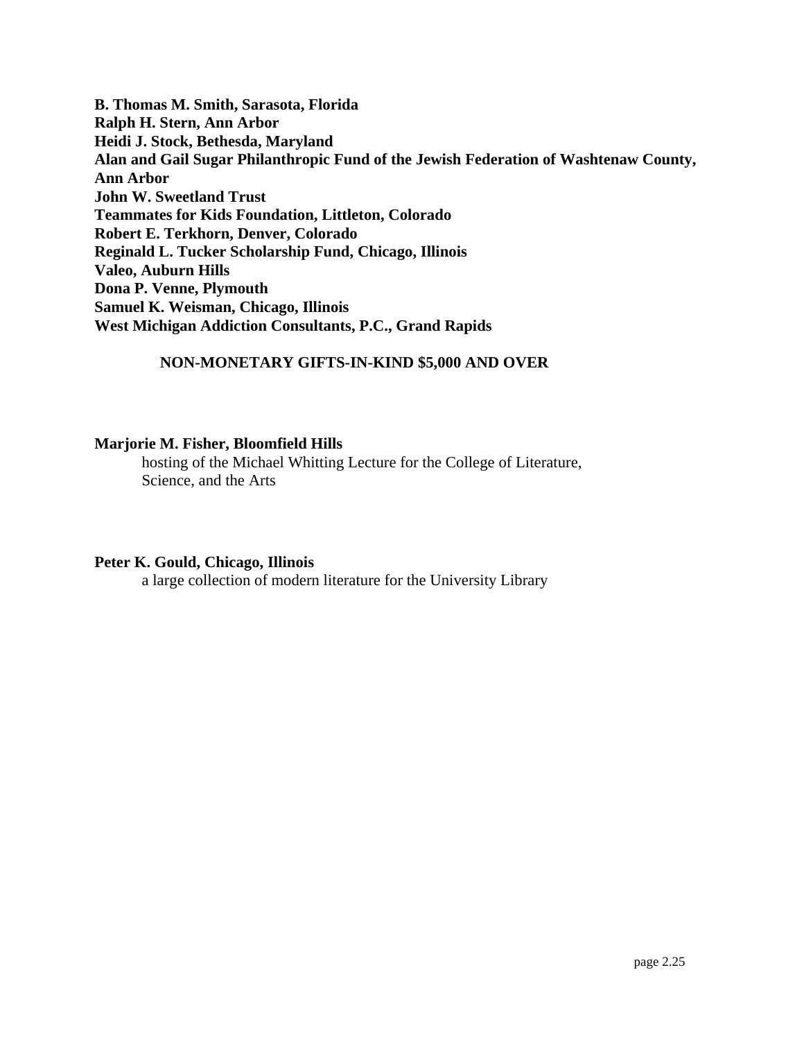**B. Thomas M. Smith, Sarasota, Florida**
**Ralph H. Stern, Ann Arbor**
**Heidi J. Stock, Bethesda, Maryland**
**Alan and Gail Sugar Philanthropic Fund of the Jewish Federation of Washtenaw County, Ann Arbor**
**John W. Sweetland Trust**
**Teammates for Kids Foundation, Littleton, Colorado**
**Robert E. Terkhorn, Denver, Colorado**
**Reginald L. Tucker Scholarship Fund, Chicago, Illinois**
**Valeo, Auburn Hills**
**Dona P. Venne, Plymouth**
**Samuel K. Weisman, Chicago, Illinois**
**West Michigan Addiction Consultants, P.C., Grand Rapids**

## NON-MONETARY GIFTS-IN-KIND $5,000 AND OVER

**Marjorie M. Fisher, Bloomfield Hills**
hosting of the Michael Whitting Lecture for the College of Literature, Science, and the Arts

**Peter K. Gould, Chicago, Illinois**
a large collection of modern literature for the University Library